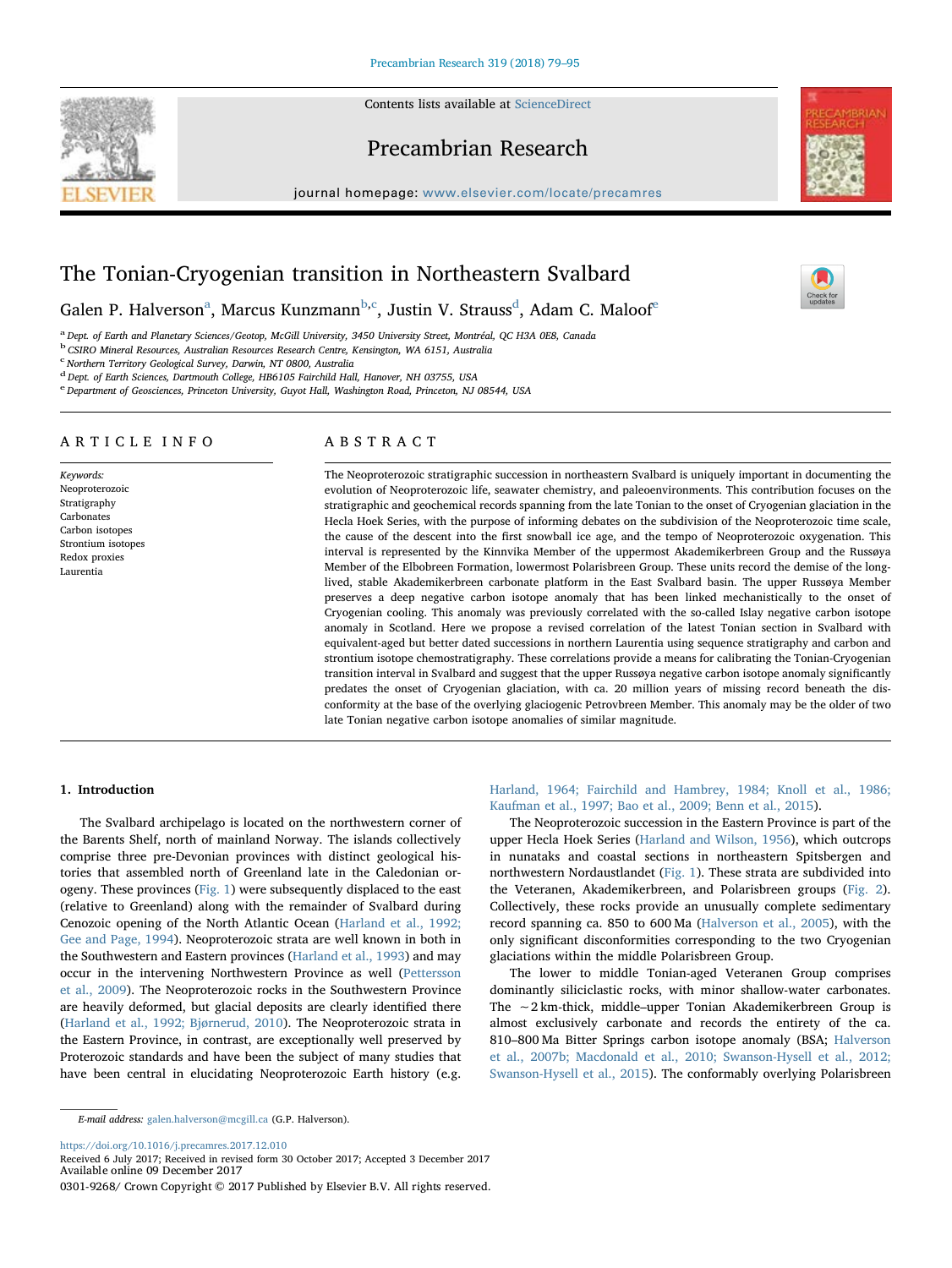# The Tonian-Cryogenian transition in Northeastern Svalbard

Galen P. Halverson[a], Marcus Kunzmann[b,c], Justin V. Strauss[d], Adam C. Maloof[e]

[a] Dept. of Earth and Planetary Sciences/Geotop, McGill University, 3450 University Street, Montréal, QC H3A 0E8, Canada
[b] CSIRO Mineral Resources, Australian Resources Research Centre, Kensington, WA 6151, Australia
[c] Northern Territory Geological Survey, Darwin, NT 0800, Australia
[d] Dept. of Earth Sciences, Dartmouth College, HB6105 Fairchild Hall, Hanover, NH 03755, USA
[e] Department of Geosciences, Princeton University, Guyot Hall, Washington Road, Princeton, NJ 08544, USA

## ARTICLE INFO

*Keywords:*
Neoproterozoic
Stratigraphy
Carbonates
Carbon isotopes
Strontium isotopes
Redox proxies
Laurentia

## ABSTRACT

The Neoproterozoic stratigraphic succession in northeastern Svalbard is uniquely important in documenting the evolution of Neoproterozoic life, seawater chemistry, and paleoenvironments. This contribution focuses on the stratigraphic and geochemical records spanning from the late Tonian to the onset of Cryogenian glaciation in the Hecla Hoek Series, with the purpose of informing debates on the subdivision of the Neoproterozoic time scale, the cause of the descent into the first snowball ice age, and the tempo of Neoproterozoic oxygenation. This interval is represented by the Kinnvika Member of the uppermost Akademikerbreen Group and the Russøya Member of the Elbobreen Formation, lowermost Polarisbreen Group. These units record the demise of the long-lived, stable Akademikerbreen carbonate platform in the East Svalbard basin. The upper Russøya Member preserves a deep negative carbon isotope anomaly that has been linked mechanistically to the onset of Cryogenian cooling. This anomaly was previously correlated with the so-called Islay negative carbon isotope anomaly in Scotland. Here we propose a revised correlation of the latest Tonian section in Svalbard with equivalent-aged but better dated successions in northern Laurentia using sequence stratigraphy and carbon and strontium isotope chemostratigraphy. These correlations provide a means for calibrating the Tonian-Cryogenian transition interval in Svalbard and suggest that the upper Russøya negative carbon isotope anomaly significantly predates the onset of Cryogenian glaciation, with ca. 20 million years of missing record beneath the disconformity at the base of the overlying glaciogenic Petrovbreen Member. This anomaly may be the older of two late Tonian negative carbon isotope anomalies of similar magnitude.

## 1. Introduction

The Svalbard archipelago is located on the northwestern corner of the Barents Shelf, north of mainland Norway. The islands collectively comprise three pre-Devonian provinces with distinct geological histories that assembled north of Greenland late in the Caledonian orogeny. These provinces (Fig. 1) were subsequently displaced to the east (relative to Greenland) along with the remainder of Svalbard during Cenozoic opening of the North Atlantic Ocean (Harland et al., 1992; Gee and Page, 1994). Neoproterozoic strata are well known in both in the Southwestern and Eastern provinces (Harland et al., 1993) and may occur in the intervening Northwestern Province as well (Pettersson et al., 2009). The Neoproterozoic rocks in the Southwestern Province are heavily deformed, but glacial deposits are clearly identified there (Harland et al., 1992; Bjørnerud, 2010). The Neoproterozoic strata in the Eastern Province, in contrast, are exceptionally well preserved by Proterozoic standards and have been the subject of many studies that have been central in elucidating Neoproterozoic Earth history (e.g. Harland, 1964; Fairchild and Hambrey, 1984; Knoll et al., 1986; Kaufman et al., 1997; Bao et al., 2009; Benn et al., 2015).

The Neoproterozoic succession in the Eastern Province is part of the upper Hecla Hoek Series (Harland and Wilson, 1956), which outcrops in nunataks and coastal sections in northeastern Spitsbergen and northwestern Nordaustlandet (Fig. 1). These strata are subdivided into the Veteranen, Akademikerbreen, and Polarisbreen groups (Fig. 2). Collectively, these rocks provide an unusually complete sedimentary record spanning ca. 850 to 600 Ma (Halverson et al., 2005), with the only significant disconformities corresponding to the two Cryogenian glaciations within the middle Polarisbreen Group.

The lower to middle Tonian-aged Veteranen Group comprises dominantly siliciclastic rocks, with minor shallow-water carbonates. The ~2 km-thick, middle–upper Tonian Akademikerbreen Group is almost exclusively carbonate and records the entirety of the ca. 810–800 Ma Bitter Springs carbon isotope anomaly (BSA; Halverson et al., 2007b; Macdonald et al., 2010; Swanson-Hysell et al., 2012; Swanson-Hysell et al., 2015). The conformably overlying Polarisbreen

E-mail address: galen.halverson@mcgill.ca (G.P. Halverson).

https://doi.org/10.1016/j.precamres.2017.12.010
Received 6 July 2017; Received in revised form 30 October 2017; Accepted 3 December 2017
Available online 09 December 2017
0301-9268/ Crown Copyright © 2017 Published by Elsevier B.V. All rights reserved.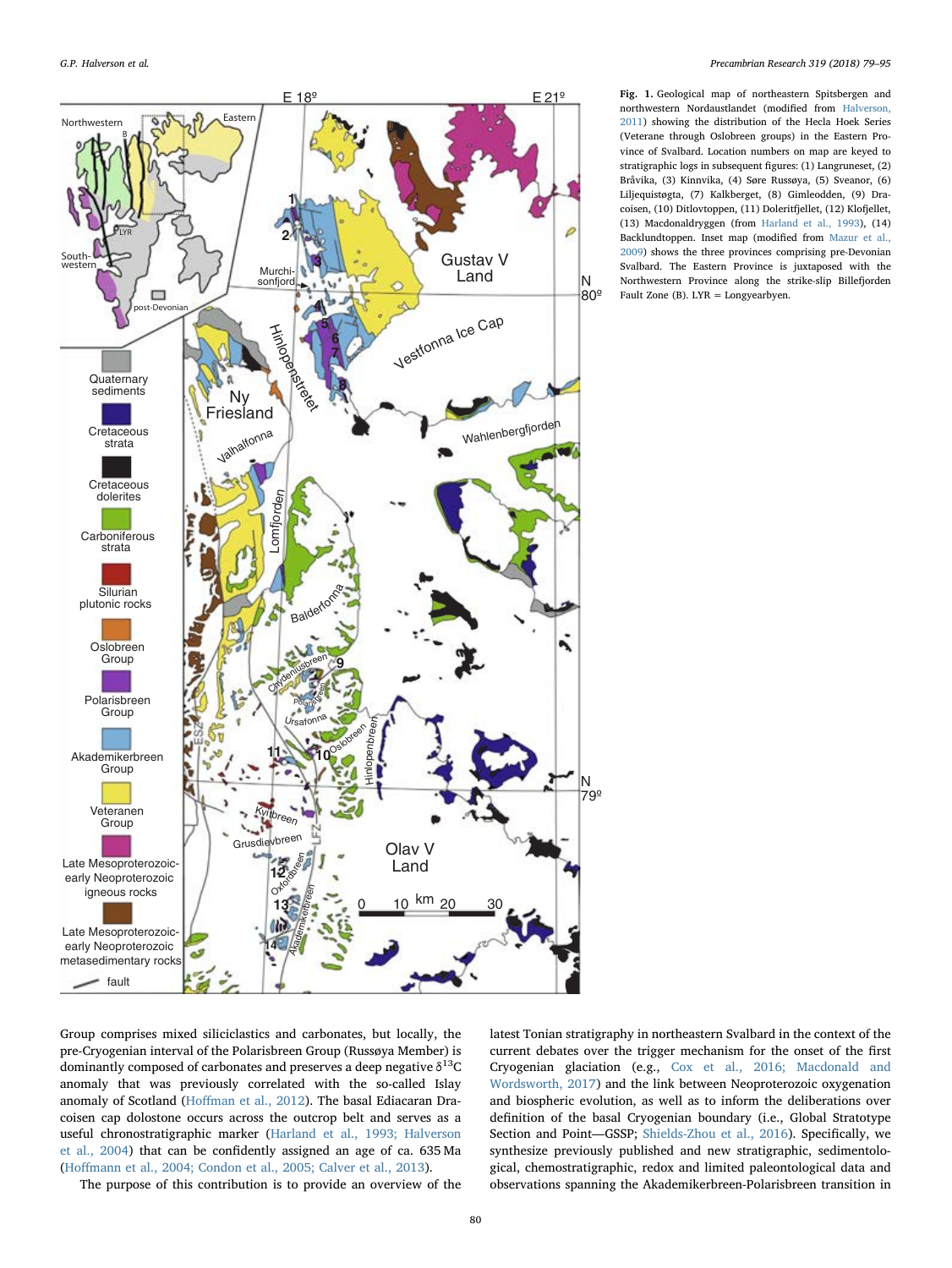**Fig. 1.** Geological map of northeastern Spitsbergen and northwestern Nordaustlandet (modified from Halverson, 2011) showing the distribution of the Hecla Hoek Series (Veterane through Oslobreen groups) in the Eastern Province of Svalbard. Location numbers on map are keyed to stratigraphic logs in subsequent figures: (1) Langruneset, (2) Bråvika, (3) Kinnvika, (4) Søre Russøya, (5) Sveanor, (6) Liljequistøgta, (7) Kalkberget, (8) Gimleodden, (9) Dracoisen, (10) Ditlovtoppen, (11) Doleritfjellet, (12) Klofjellet, (13) Macdonaldryggen (from Harland et al., 1993), (14) Backlundtoppen. Inset map (modified from Mazur et al., 2009) shows the three provinces comprising pre-Devonian Svalbard. The Eastern Province is juxtaposed with the Northwestern Province along the strike-slip Billefjorden Fault Zone (B). LYR = Longyearbyen.

Group comprises mixed siliciclastics and carbonates, but locally, the pre-Cryogenian interval of the Polarisbreen Group (Russøya Member) is dominantly composed of carbonates and preserves a deep negative $\delta^{13}C$ anomaly that was previously correlated with the so-called Islay anomaly of Scotland (Hoffman et al., 2012). The basal Ediacaran Dracoisen cap dolostone occurs across the outcrop belt and serves as a useful chronostratigraphic marker (Harland et al., 1993; Halverson et al., 2004) that can be confidently assigned an age of ca. 635 Ma (Hoffmann et al., 2004; Condon et al., 2005; Calver et al., 2013).

The purpose of this contribution is to provide an overview of the latest Tonian stratigraphy in northeastern Svalbard in the context of the current debates over the trigger mechanism for the onset of the first Cryogenian glaciation (e.g., Cox et al., 2016; Macdonald and Wordsworth, 2017) and the link between Neoproterozoic oxygenation and biospheric evolution, as well as to inform the deliberations over definition of the basal Cryogenian boundary (i.e., Global Stratotype Section and Point—GSSP; Shields-Zhou et al., 2016). Specifically, we synthesize previously published and new stratigraphic, sedimentological, chemostratigraphic, redox and limited paleontological data and observations spanning the Akademikerbreen-Polarisbreen transition in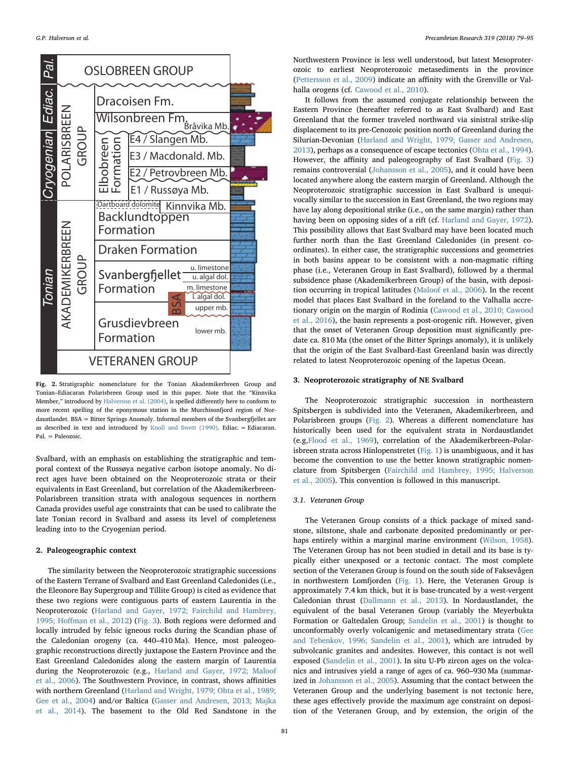**Fig. 2.** Stratigraphic nomenclature for the Tonian Akademikerbreen Group and Tonian–Ediacaran Polarisbreen Group used in this paper. Note that the "Kinnvika Member," introduced by Halverson et al. (2004), is spelled differently here to conform to more recent spelling of the eponymous station in the Murchisonfjord region of Nordaustlandet. BSA = Bitter Springs Anomaly. Informal members of the Svanbergfjellet are as described in text and introduced by Knoll and Swett (1990). Ediac. = Ediacaran. Pal. = Paleozoic.

Svalbard, with an emphasis on establishing the stratigraphic and temporal context of the Russøya negative carbon isotope anomaly. No direct ages have been obtained on the Neoproterozoic strata or their equivalents in East Greenland, but correlation of the Akademikerbreen-Polarisbreen transition strata with analogous sequences in northern Canada provides useful age constraints that can be used to calibrate the late Tonian record in Svalbard and assess its level of completeness leading into to the Cryogenian period.

## 2. Paleogeographic context

The similarity between the Neoproterozoic stratigraphic successions of the Eastern Terrane of Svalbard and East Greenland Caledonides (i.e., the Eleonore Bay Supergroup and Tillite Group) is cited as evidence that these two regions were contiguous parts of eastern Laurentia in the Neoproterozoic (Harland and Gayer, 1972; Fairchild and Hambrey, 1995; Hoffman et al., 2012) (Fig. 3). Both regions were deformed and locally intruded by felsic igneous rocks during the Scandian phase of the Caledonian orogeny (ca. 440–410 Ma). Hence, most paleogeographic reconstructions directly juxtapose the Eastern Province and the East Greenland Caledonides along the eastern margin of Laurentia during the Neoproterozoic (e.g., Harland and Gayer, 1972; Maloof et al., 2006). The Southwestern Province, in contrast, shows affinities with northern Greenland (Harland and Wright, 1979; Ohta et al., 1989; Gee et al., 2004) and/or Baltica (Gasser and Andresen, 2013; Majka et al., 2014). The basement to the Old Red Sandstone in the Northwestern Province is less well understood, but latest Mesoproterozoic to earliest Neoproterozoic metasediments in the province (Pettersson et al., 2009) indicate an affinity with the Grenville or Valhalla orogens (cf. Cawood et al., 2010).

It follows from the assumed conjugate relationship between the Eastern Province (hereafter referred to as East Svalbard) and East Greenland that the former traveled northward via sinistral strike-slip displacement to its pre-Cenozoic position north of Greenland during the Silurian-Devonian (Harland and Wright, 1979; Gasser and Andresen, 2013), perhaps as a consequence of escape tectonics (Ohta et al., 1994). However, the affinity and paleogeography of East Svalbard (Fig. 3) remains controversial (Johansson et al., 2005), and it could have been located anywhere along the eastern margin of Greenland. Although the Neoproterozoic stratigraphic succession in East Svalbard is unequivocally similar to the succession in East Greenland, the two regions may have lay along depositional strike (i.e., on the same margin) rather than having been on opposing sides of a rift (cf. Harland and Gayer, 1972). This possibility allows that East Svalbard may have been located much further north than the East Greenland Caledonides (in present coordinates). In either case, the stratigraphic successions and geometries in both basins appear to be consistent with a non-magmatic rifting phase (i.e., Veteranen Group in East Svalbard), followed by a thermal subsidence phase (Akademikerbreen Group) of the basin, with deposition occurring in tropical latitudes (Maloof et al., 2006). In the recent model that places East Svalbard in the foreland to the Valhalla accretionary origin on the margin of Rodinia (Cawood et al., 2010; Cawood et al., 2016), the basin represents a post-orogenic rift. However, given that the onset of Veteranen Group deposition must significantly predate ca. 810 Ma (the onset of the Bitter Springs anomaly), it is unlikely that the origin of the East Svalbard-East Greenland basin was directly related to latest Neoproterozoic opening of the Iapetus Ocean.

## 3. Neoproterozoic stratigraphy of NE Svalbard

The Neoproterozoic stratigraphic succession in northeastern Spitsbergen is subdivided into the Veteranen, Akademikerbreen, and Polarisbreen groups (Fig. 2). Whereas a different nomenclature has historically been used for the equivalent strata in Nordaustlandet (e.g,Flood et al., 1969), correlation of the Akademikerbreen–Polarisbreen strata across Hinlopenstretet (Fig. 1) is unambiguous, and it has become the convention to use the better known stratigraphic nomenclature from Spitsbergen (Fairchild and Hambrey, 1995; Halverson et al., 2005). This convention is followed in this manuscript.

### 3.1. Veteranen Group

The Veteranen Group consists of a thick package of mixed sandstone, siltstone, shale and carbonate deposited predominantly or perhaps entirely within a marginal marine environment (Wilson, 1958). The Veteranen Group has not been studied in detail and its base is typically either unexposed or a tectonic contact. The most complete section of the Veteranen Group is found on the south side of Faksevågen in northwestern Lomfjorden (Fig. 1). Here, the Veteranen Group is approximately 7.4 km thick, but it is base-truncated by a west-vergent Caledonian thrust (Dallmann et al., 2013). In Nordaustlandet, the equivalent of the basal Veteranen Group (variably the Meyerbukta Formation or Galtedalen Group; Sandelin et al., 2001) is thought to unconformably overly volcanigenic and metasedimentary strata (Gee and Tebenkov, 1996; Sandelin et al., 2001), which are intruded by subvolcanic granites and andesites. However, this contact is not well exposed (Sandelin et al., 2001). In situ U-Pb zircon ages on the volcanics and intrusives yield a range of ages of ca. 960–930 Ma (summarized in Johansson et al., 2005). Assuming that the contact between the Veteranen Group and the underlying basement is not tectonic here, these ages effectively provide the maximum age constraint on deposition of the Veteranen Group, and by extension, the origin of the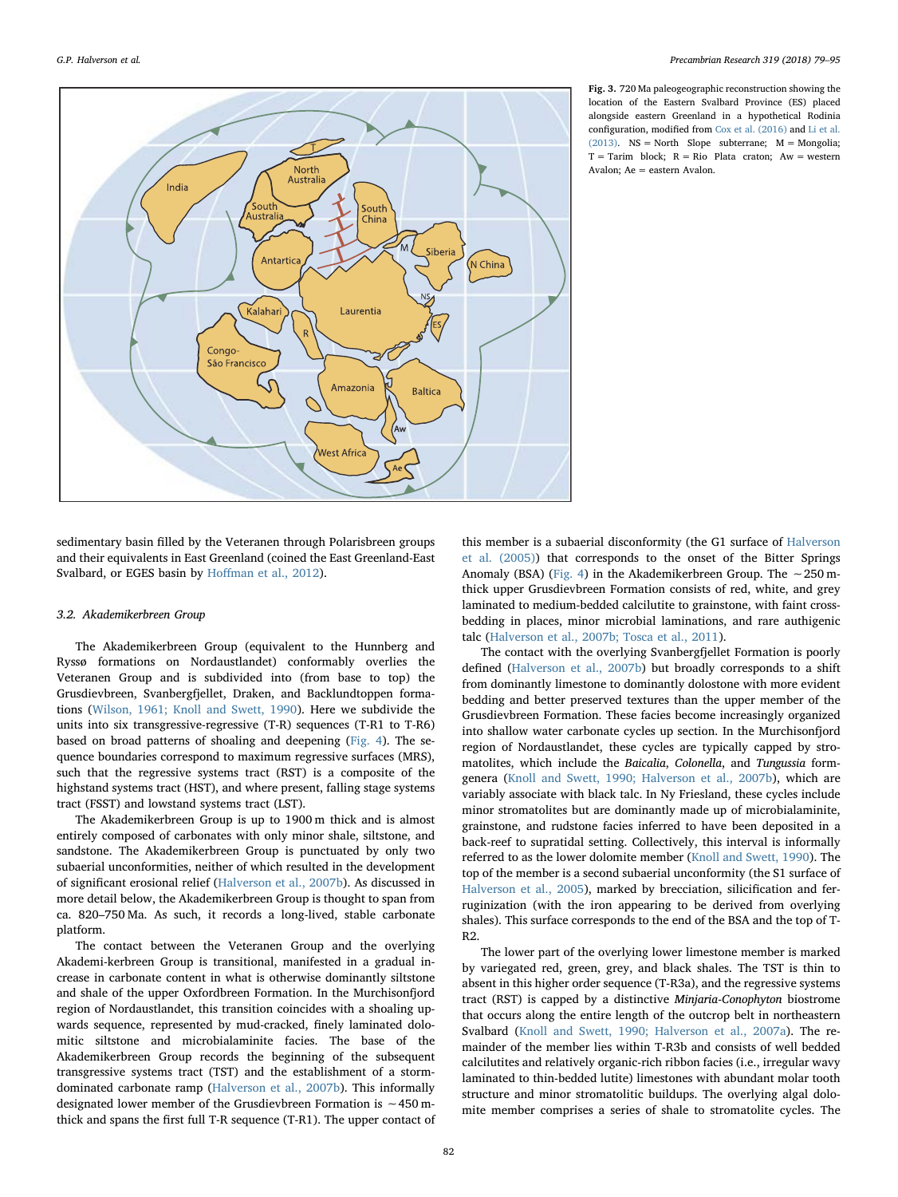Fig. 3. 720 Ma paleogeographic reconstruction showing the location of the Eastern Svalbard Province (ES) placed alongside eastern Greenland in a hypothetical Rodinia configuration, modified from Cox et al. (2016) and Li et al. (2013). NS = North Slope subterrane; M = Mongolia; T = Tarim block; R = Rio Plata craton; Aw = western Avalon; Ae = eastern Avalon.

sedimentary basin filled by the Veteranen through Polarisbreen groups and their equivalents in East Greenland (coined the East Greenland-East Svalbard, or EGES basin by Hoffman et al., 2012).

### 3.2. Akademikerbreen Group

The Akademikerbreen Group (equivalent to the Hunnberg and Ryssø formations on Nordaustlandet) conformably overlies the Veteranen Group and is subdivided into (from base to top) the Grusdievbreen, Svanbergfjellet, Draken, and Backlundtoppen formations (Wilson, 1961; Knoll and Swett, 1990). Here we subdivide the units into six transgressive-regressive (T-R) sequences (T-R1 to T-R6) based on broad patterns of shoaling and deepening (Fig. 4). The sequence boundaries correspond to maximum regressive surfaces (MRS), such that the regressive systems tract (RST) is a composite of the highstand systems tract (HST), and where present, falling stage systems tract (FSST) and lowstand systems tract (LST).

The Akademikerbreen Group is up to 1900 m thick and is almost entirely composed of carbonates with only minor shale, siltstone, and sandstone. The Akademikerbreen Group is punctuated by only two subaerial unconformities, neither of which resulted in the development of significant erosional relief (Halverson et al., 2007b). As discussed in more detail below, the Akademikerbreen Group is thought to span from ca. 820–750 Ma. As such, it records a long-lived, stable carbonate platform.

The contact between the Veteranen Group and the overlying Akademi-kerbreen Group is transitional, manifested in a gradual increase in carbonate content in what is otherwise dominantly siltstone and shale of the upper Oxfordbreen Formation. In the Murchisonfjord region of Nordaustlandet, this transition coincides with a shoaling upwards sequence, represented by mud-cracked, finely laminated dolomitic siltstone and microbialaminite facies. The base of the Akademikerbreen Group records the beginning of the subsequent transgressive systems tract (TST) and the establishment of a storm-dominated carbonate ramp (Halverson et al., 2007b). This informally designated lower member of the Grusdievbreen Formation is ~450 m-thick and spans the first full T-R sequence (T-R1). The upper contact of this member is a subaerial disconformity (the G1 surface of Halverson et al. (2005)) that corresponds to the onset of the Bitter Springs Anomaly (BSA) (Fig. 4) in the Akademikerbreen Group. The ~250 m-thick upper Grusdievbreen Formation consists of red, white, and grey laminated to medium-bedded calcilutite to grainstone, with faint cross-bedding in places, minor microbial laminations, and rare authigenic talc (Halverson et al., 2007b; Tosca et al., 2011).

The contact with the overlying Svanbergfjellet Formation is poorly defined (Halverson et al., 2007b) but broadly corresponds to a shift from dominantly limestone to dominantly dolostone with more evident bedding and better preserved textures than the upper member of the Grusdievbreen Formation. These facies become increasingly organized into shallow water carbonate cycles up section. In the Murchisonfjord region of Nordaustlandet, these cycles are typically capped by stromatolites, which include the *Baicalia*, *Colonella*, and *Tungussia* form-genera (Knoll and Swett, 1990; Halverson et al., 2007b), which are variably associate with black talc. In Ny Friesland, these cycles include minor stromatolites but are dominantly made up of microbialaminite, grainstone, and rudstone facies inferred to have been deposited in a back-reef to supratidal setting. Collectively, this interval is informally referred to as the lower dolomite member (Knoll and Swett, 1990). The top of the member is a second subaerial unconformity (the S1 surface of Halverson et al., 2005), marked by brecciation, silicification and ferruginization (with the iron appearing to be derived from overlying shales). This surface corresponds to the end of the BSA and the top of T-R2.

The lower part of the overlying lower limestone member is marked by variegated red, green, grey, and black shales. The TST is thin to absent in this higher order sequence (T-R3a), and the regressive systems tract (RST) is capped by a distinctive *Minjaria-Conophyton* biostrome that occurs along the entire length of the outcrop belt in northeastern Svalbard (Knoll and Swett, 1990; Halverson et al., 2007a). The remainder of the member lies within T-R3b and consists of well bedded calcilutites and relatively organic-rich ribbon facies (i.e., irregular wavy laminated to thin-bedded lutite) limestones with abundant molar tooth structure and minor stromatolitic buildups. The overlying algal dolomite member comprises a series of shale to stromatolite cycles. The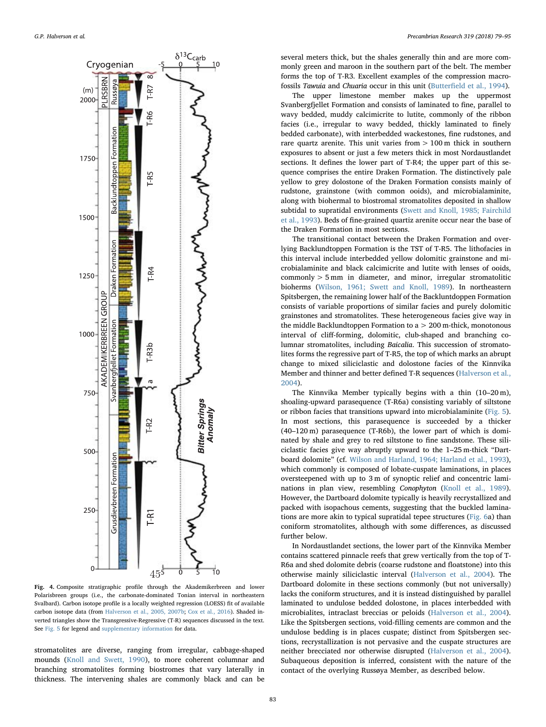Fig. 4. Composite stratigraphic profile through the Akademikerbreen and lower Polarisbreen groups (i.e., the carbonate-dominated Tonian interval in northeastern Svalbard). Carbon isotope profile is a locally weighted regression (LOESS) fit of available carbon isotope data (from Halverson et al., 2005, 2007b; Cox et al., 2016). Shaded inverted triangles show the Transgressive-Regressive (T-R) sequences discussed in the text. See Fig. 5 for legend and supplementary information for data.

stromatolites are diverse, ranging from irregular, cabbage-shaped mounds (Knoll and Swett, 1990), to more coherent columnar and branching stromatolites forming biostromes that vary laterally in thickness. The intervening shales are commonly black and can be several meters thick, but the shales generally thin and are more commonly green and maroon in the southern part of the belt. The member forms the top of T-R3. Excellent examples of the compression macrofossils *Tawuia* and *Chuaria* occur in this unit (Butterfield et al., 1994).

The upper limestone member makes up the uppermost Svanbergfjellet Formation and consists of laminated to fine, parallel to wavy bedded, muddy calcimicrite to lutite, commonly of the ribbon facies (i.e., irregular to wavy bedded, thickly laminated to finely bedded carbonate), with interbedded wackestones, fine rudstones, and rare quartz arenite. This unit varies from > 100 m thick in southern exposures to absent or just a few meters thick in most Nordaustlandet sections. It defines the lower part of T-R4; the upper part of this sequence comprises the entire Draken Formation. The distinctively pale yellow to grey dolostone of the Draken Formation consists mainly of rudstone, grainstone (with common ooids), and microbialaminite, along with biohermal to biostromal stromatolites deposited in shallow subtidal to supratidal environments (Swett and Knoll, 1985; Fairchild et al., 1993). Beds of fine-grained quartz arenite occur near the base of the Draken Formation in most sections.

The transitional contact between the Draken Formation and overlying Backlundtoppen Formation is the TST of T-R5. The lithofacies in this interval include interbedded yellow dolomitic grainstone and microbialaminite and black calcimicrite and lutite with lenses of ooids, commonly > 5 mm in diameter, and minor, irregular stromatolitic bioherms (Wilson, 1961; Swett and Knoll, 1989). In northeastern Spitsbergen, the remaining lower half of the Backluntdoppen Formation consists of variable proportions of similar facies and purely dolomitic grainstones and stromatolites. These heterogeneous facies give way in the middle Backlundtoppen Formation to a > 200 m-thick, monotonous interval of cliff-forming, dolomitic, club-shaped and branching columnar stromatolites, including *Baicalia*. This succession of stromatolites forms the regressive part of T-R5, the top of which marks an abrupt change to mixed siliciclastic and dolostone facies of the Kinnvika Member and thinner and better defined T-R sequences (Halverson et al., 2004).

The Kinnvika Member typically begins with a thin (10–20 m), shoaling-upward parasequence (T-R6a) consisting variably of siltstone or ribbon facies that transitions upward into microbialaminite (Fig. 5). In most sections, this parasequence is succeeded by a thicker (40–120 m) parasequence (T-R6b), the lower part of which is dominated by shale and grey to red siltstone to fine sandstone. These siliciclastic facies give way abruptly upward to the 1–25 m-thick "Dartboard dolomite" (cf. Wilson and Harland, 1964; Harland et al., 1993), which commonly is composed of lobate-cuspate laminations, in places oversteepened with up to 3 m of synoptic relief and concentric laminations in plan view, resembling *Conophyton* (Knoll et al., 1989). However, the Dartboard dolomite typically is heavily recrystallized and packed with isopachous cements, suggesting that the buckled laminations are more akin to typical supratidal tepee structures (Fig. 6a) than coniform stromatolites, although with some differences, as discussed further below.

In Nordaustlandet sections, the lower part of the Kinnvika Member contains scattered pinnacle reefs that grew vertically from the top of T-R6a and shed dolomite debris (coarse rudstone and floatstone) into this otherwise mainly siliciclastic interval (Halverson et al., 2004). The Dartboard dolomite in these sections commonly (but not universally) lacks the coniform structures, and it is instead distinguished by parallel laminated to undulose bedded dolostone, in places interbedded with microbialites, intraclast breccias or peloids (Halverson et al., 2004). Like the Spitsbergen sections, void-filling cements are common and the undulose bedding is in places cuspate; distinct from Spitsbergen sections, recrystallization is not pervasive and the cuspate structures are neither brecciated nor otherwise disrupted (Halverson et al., 2004). Subaqueous deposition is inferred, consistent with the nature of the contact of the overlying Russøya Member, as described below.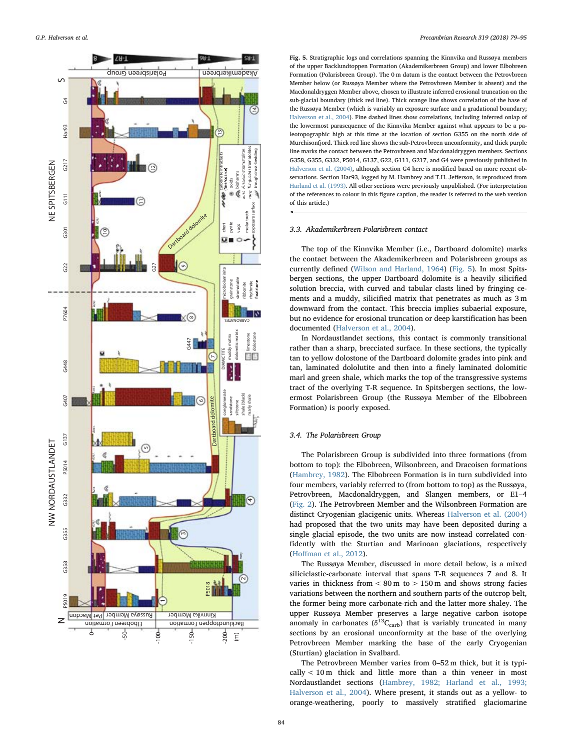**Fig. 5.** Stratigraphic logs and correlations spanning the Kinnvika and Russøya members of the upper Backlundtoppen Formation (Akademikerbreen Group) and lower Elbobreen Formation (Polarisbreen Group). The 0 m datum is the contact between the Petrovbreen Member below (or Russøya Member where the Petrovbreen Member is absent) and the Macdonaldryggen Member above, chosen to illustrate inferred erosional truncation on the sub-glacial boundary (thick red line). Thick orange line shows correlation of the base of the Russøya Member (which is variably an exposure surface and a gradational boundary; Halverson et al., 2004). Fine dashed lines show correlations, including inferred onlap of the lowermost parasequence of the Kinnvika Member against what appears to be a paleotopographic high at this time at the location of section G355 on the north side of Murchisonfjord. Thick red line shows the sub-Petrovbreen unconformity, and thick purple line marks the contact between the Petrovbreen and Macdonaldryggen members. Sections G358, G355, G332, P5014, G137, G22, G111, G217, and G4 were previously published in Halverson et al. (2004), although section G4 here is modified based on more recent observations. Section Har93, logged by M. Hambrey and T.H. Jefferson, is reproduced from Harland et al. (1993). All other sections were previously unpublished. (For interpretation of the references to colour in this figure caption, the reader is referred to the web version of this article.)

### 3.3. Akademikerbreen-Polarisbreen contact

The top of the Kinnvika Member (i.e., Dartboard dolomite) marks the contact between the Akademikerbreen and Polarisbreen groups as currently defined (Wilson and Harland, 1964) (Fig. 5). In most Spitsbergen sections, the upper Dartboard dolomite is a heavily silicified solution breccia, with curved and tabular clasts lined by fringing cements and a muddy, silicified matrix that penetrates as much as 3 m downward from the contact. This breccia implies subaerial exposure, but no evidence for erosional truncation or deep karstification has been documented (Halverson et al., 2004).

In Nordaustlandet sections, this contact is commonly transitional rather than a sharp, brecciated surface. In these sections, the typically tan to yellow dolostone of the Dartboard dolomite grades into pink and tan, laminated dololutite and then into a finely laminated dolomitic marl and green shale, which marks the top of the transgressive systems tract of the overlying T-R sequence. In Spitsbergen sections, the lowermost Polarisbreen Group (the Russøya Member of the Elbobreen Formation) is poorly exposed.

### 3.4. The Polarisbreen Group

The Polarisbreen Group is subdivided into three formations (from bottom to top): the Elbobreen, Wilsonbreen, and Dracoisen formations (Hambrey, 1982). The Elbobreen Formation is in turn subdivided into four members, variably referred to (from bottom to top) as the Russøya, Petrovbreen, Macdonaldryggen, and Slangen members, or E1–4 (Fig. 2). The Petrovbreen Member and the Wilsonbreen Formation are distinct Cryogenian glacigenic units. Whereas Halverson et al. (2004) had proposed that the two units may have been deposited during a single glacial episode, the two units are now instead correlated confidently with the Sturtian and Marinoan glaciations, respectively (Hoffman et al., 2012).

The Russøya Member, discussed in more detail below, is a mixed siliciclastic-carbonate interval that spans T-R sequences 7 and 8. It varies in thickness from < 80 m to > 150 m and shows strong facies variations between the northern and southern parts of the outcrop belt, the former being more carbonate-rich and the latter more shaley. The upper Russøya Member preserves a large negative carbon isotope anomaly in carbonates ($\delta^{13}C_{carb}$) that is variably truncated in many sections by an erosional unconformity at the base of the overlying Petrovbreen Member marking the base of the early Cryogenian (Sturtian) glaciation in Svalbard.

The Petrovbreen Member varies from 0–52 m thick, but it is typically < 10 m thick and little more than a thin veneer in most Nordaustlandet sections (Hambrey, 1982; Harland et al., 1993; Halverson et al., 2004). Where present, it stands out as a yellow- to orange-weathering, poorly to massively stratified glaciomarine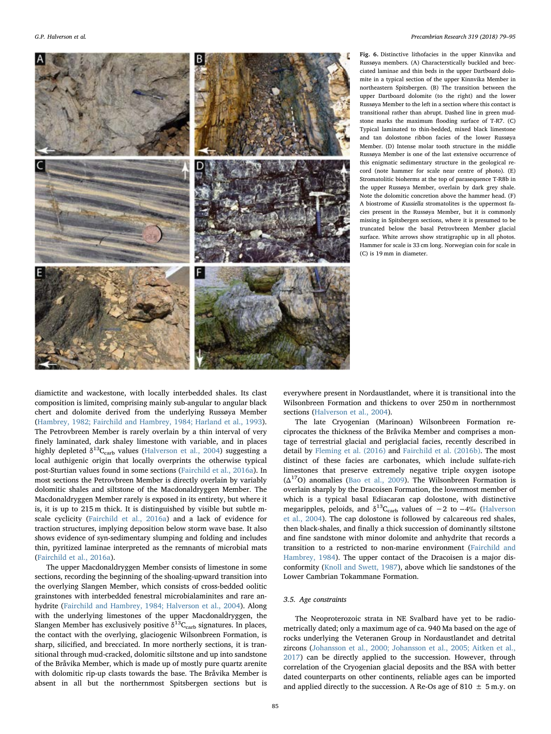**Fig. 6.** Distinctive lithofacies in the upper Kinnvika and Russøya members. (A) Characterstically buckled and brecciated laminae and thin beds in the upper Dartboard dolomite in a typical section of the upper Kinnvika Member in northeastern Spitsbergen. (B) The transition between the upper Dartboard dolomite (to the right) and the lower Russøya Member to the left in a section where this contact is transitional rather than abrupt. Dashed line in green mudstone marks the maximum flooding surface of T-R7. (C) Typical laminated to thin-bedded, mixed black limestone and tan dolostone ribbon facies of the lower Russøya Member. (D) Intense molar tooth structure in the middle Russøya Member is one of the last extensive occurrence of this enigmatic sedimentary structure in the geological record (note hammer for scale near centre of photo). (E) Stromatolitic bioherms at the top of parasequence T-R8b in the upper Russøya Member, overlain by dark grey shale. Note the dolomitic concretion above the hammer head. (F) A biostrome of *Kussiella* stromatolites is the uppermost facies present in the Russøya Member, but it is commonly missing in Spitsbergen sections, where it is presumed to be truncated below the basal Petrovbreen Member glacial surface. White arrows show stratigraphic up in all photos. Hammer for scale is 33 cm long. Norwegian coin for scale in (C) is 19 mm in diameter.

diamictite and wackestone, with locally interbedded shales. Its clast composition is limited, comprising mainly sub-angular to angular black chert and dolomite derived from the underlying Russøya Member (Hambrey, 1982; Fairchild and Hambrey, 1984; Harland et al., 1993). The Petrovbreen Member is rarely overlain by a thin interval of very finely laminated, dark shaley limestone with variable, and in places highly depleted $\delta^{13}C_{carb}$ values (Halverson et al., 2004) suggesting a local authigenic origin that locally overprints the otherwise typical post-Sturtian values found in some sections (Fairchild et al., 2016a). In most sections the Petrovbreen Member is directly overlain by variably dolomitic shales and siltstone of the Macdonaldryggen Member. The Macdonaldryggen Member rarely is exposed in its entirety, but where it is, it is up to 215 m thick. It is distinguished by visible but subtle m-scale cyclicity (Fairchild et al., 2016a) and a lack of evidence for traction structures, implying deposition below storm wave base. It also shows evidence of syn-sedimentary slumping and folding and includes thin, pyritized laminae interpreted as the remnants of microbial mats (Fairchild et al., 2016a).

The upper Macdonaldryggen Member consists of limestone in some sections, recording the beginning of the shoaling-upward transition into the overlying Slangen Member, which consists of cross-bedded oolitic grainstones with interbedded fenestral microbialaminites and rare anhydrite (Fairchild and Hambrey, 1984; Halverson et al., 2004). Along with the underlying limestones of the upper Macdonaldryggen, the Slangen Member has exclusively positive $\delta^{13}C_{carb}$ signatures. In places, the contact with the overlying, glaciogenic Wilsonbreen Formation, is sharp, silicified, and brecciated. In more northerly sections, it is transitional through mud-cracked, dolomitic siltstone and up into sandstone of the Bråvika Member, which is made up of mostly pure quartz arenite with dolomitic rip-up clasts towards the base. The Bråvika Member is absent in all but the northernmost Spitsbergen sections but is everywhere present in Nordaustlandet, where it is transitional into the Wilsonbreen Formation and thickens to over 250 m in northernmost sections (Halverson et al., 2004).

The late Cryogenian (Marinoan) Wilsonbreen Formation reciprocates the thickness of the Bråvika Member and comprises a montage of terrestrial glacial and periglacial facies, recently described in detail by Fleming et al. (2016) and Fairchild et al. (2016b). The most distinct of these facies are carbonates, which include sulfate-rich limestones that preserve extremely negative triple oxygen isotope ($\Delta^{17}O$) anomalies (Bao et al., 2009). The Wilsonbreen Formation is overlain sharply by the Dracoisen Formation, the lowermost member of which is a typical basal Ediacaran cap dolostone, with distinctive megaripples, peloids, and $\delta^{13}C_{carb}$ values of −2 to −4‰ (Halverson et al., 2004). The cap dolostone is followed by calcareous red shales, then black-shales, and finally a thick succession of dominantly siltstone and fine sandstone with minor dolomite and anhydrite that records a transition to a restricted to non-marine environment (Fairchild and Hambrey, 1984). The upper contact of the Dracoisen is a major disconformity (Knoll and Swett, 1987), above which lie sandstones of the Lower Cambrian Tokammane Formation.

### 3.5. Age constraints

The Neoproterozoic strata in NE Svalbard have yet to be radiometrically dated; only a maximum age of ca. 940 Ma based on the age of rocks underlying the Veteranen Group in Nordaustlandet and detrital zircons (Johansson et al., 2000; Johansson et al., 2005; Aitken et al., 2017) can be directly applied to the succession. However, through correlation of the Cryogenian glacial deposits and the BSA with better dated counterparts on other continents, reliable ages can be imported and applied directly to the succession. A Re-Os age of 810 ± 5 m.y. on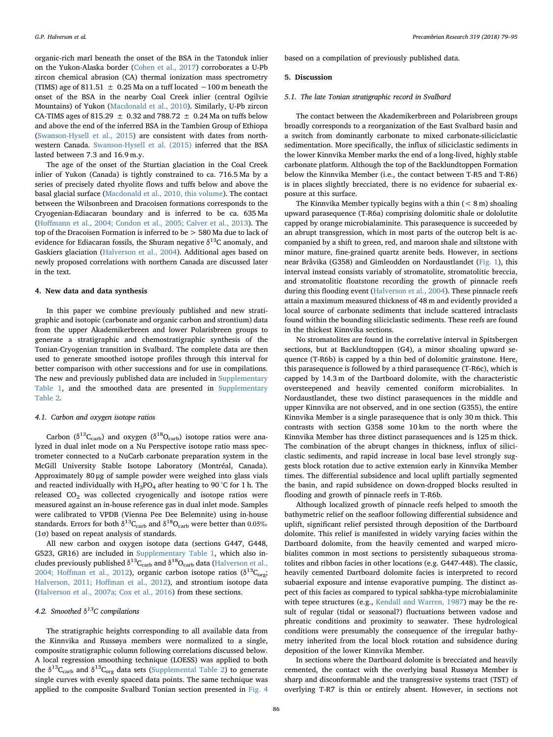organic-rich marl beneath the onset of the BSA in the Tatonduk inlier on the Yukon-Alaska border (Cohen et al., 2017) corroborates a U-Pb zircon chemical abrasion (CA) thermal ionization mass spectrometry (TIMS) age of 811.51 ± 0.25 Ma on a tuff located ~100 m beneath the onset of the BSA in the nearby Coal Creek inlier (central Ogilvie Mountains) of Yukon (Macdonald et al., 2010). Similarly, U-Pb zircon CA-TIMS ages of 815.29 ± 0.32 and 788.72 ± 0.24 Ma on tuffs below and above the end of the inferred BSA in the Tambien Group of Ethiopa (Swanson-Hysell et al., 2015) are consistent with dates from northwestern Canada. Swanson-Hysell et al. (2015) inferred that the BSA lasted between 7.3 and 16.9 m.y.

The age of the onset of the Sturtian glaciation in the Coal Creek inlier of Yukon (Canada) is tightly constrained to ca. 716.5 Ma by a series of precisely dated rhyolite flows and tuffs below and above the basal glacial surface (Macdonald et al., 2010, this volume). The contact between the Wilsonbreen and Dracoisen formations corresponds to the Cryogenian-Ediacaran boundary and is inferred to be ca. 635 Ma (Hoffmann et al., 2004; Condon et al., 2005; Calver et al., 2013). The top of the Dracoisen Formation is inferred to be > 580 Ma due to lack of evidence for Ediacaran fossils, the Shuram negative $\delta^{13}C$ anomaly, and Gaskiers glaciation (Halverson et al., 2004). Additional ages based on newly proposed correlations with northern Canada are discussed later in the text.

## 4. New data and data synthesis

In this paper we combine previously published and new stratigraphic and isotopic (carbonate and organic carbon and strontium) data from the upper Akademikerbreen and lower Polarisbreen groups to generate a stratigraphic and chemostratigraphic synthesis of the Tonian-Cryogenian transition in Svalbard. The complete data are then used to generate smoothed isotope profiles through this interval for better comparison with other successions and for use in compilations. The new and previously published data are included in Supplementary Table 1, and the smoothed data are presented in Supplementary Table 2.

### 4.1. Carbon and oxygen isotope ratios

Carbon ($\delta^{13}C_{carb}$) and oxygen ($\delta^{18}O_{carb}$) isotope ratios were analyzed in dual inlet mode on a Nu Perspective isotope ratio mass spectrometer connected to a NuCarb carbonate preparation system in the McGill University Stable Isotope Laboratory (Montréal, Canada). Approximately 80 µg of sample powder were weighed into glass vials and reacted individually with $H_3PO_4$ after heating to 90 °C for 1 h. The released $CO_2$ was collected cryogenically and isotope ratios were measured against an in-house reference gas in dual inlet mode. Samples were calibrated to VPDB (Vienna Pee Dee Belemnite) using in-house standards. Errors for both $\delta^{13}C_{carb}$ and $\delta^{18}O_{carb}$ were better than 0.05‰ (1σ) based on repeat analysis of standards.

All new carbon and oxygen isotope data (sections G447, G448, G523, GR16) are included in Supplementary Table 1, which also includes previously published $\delta^{13}C_{carb}$ and $\delta^{18}O_{carb}$ data (Halverson et al., 2004; Hoffman et al., 2012), organic carbon isotope ratios ($\delta^{13}C_{org}$; Halverson, 2011; Hoffman et al., 2012), and strontium isotope data (Halverson et al., 2007a; Cox et al., 2016) from these sections.

### 4.2. Smoothed $\delta^{13}C$ compilations

The stratigraphic heights corresponding to all available data from the Kinnvika and Russøya members were normalized to a single, composite stratigraphic column following correlations discussed below. A local regression smoothing technique (LOESS) was applied to both the $\delta^{13}C_{carb}$ and $\delta^{13}C_{org}$ data sets (Supplemental Table 2) to generate single curves with evenly spaced data points. The same technique was applied to the composite Svalbard Tonian section presented in Fig. 4 based on a compilation of previously published data.

## 5. Discussion

### 5.1. The late Tonian stratigraphic record in Svalbard

The contact between the Akademikerbreen and Polarisbreen groups broadly corresponds to a reorganization of the East Svalbard basin and a switch from dominantly carbonate to mixed carbonate-siliciclastic sedimentation. More specifically, the influx of siliciclastic sediments in the lower Kinnvika Member marks the end of a long-lived, highly stable carbonate platform. Although the top of the Backlundtoppen Formation below the Kinnvika Member (i.e., the contact between T-R5 and T-R6) is in places slightly brecciated, there is no evidence for subaerial exposure at this surface.

The Kinnvika Member typically begins with a thin (< 8 m) shoaling upward parasequence (T-R6a) comprising dolomitic shale or dololutite capped by orange microbialaminite. This parasequence is succeeded by an abrupt transgression, which in most parts of the outcrop belt is accompanied by a shift to green, red, and maroon shale and siltstone with minor mature, fine-grained quartz arenite beds. However, in sections near Bråvika (G358) and Gimleodden on Nordaustlandet (Fig. 1), this interval instead consists variably of stromatolite, stromatolitic breccia, and stromatolitic floatstone recording the growth of pinnacle reefs during this flooding event (Halverson et al., 2004). These pinnacle reefs attain a maximum measured thickness of 48 m and evidently provided a local source of carbonate sediments that include scattered intraclasts found within the bounding siliciclastic sediments. These reefs are found in the thickest Kinnvika sections.

No stromatolites are found in the correlative interval in Spitsbergen sections, but at Backlundtoppen (G4), a minor shoaling upward sequence (T-R6b) is capped by a thin bed of dolomitic grainstone. Here, this parasequence is followed by a third parasequence (T-R6c), which is capped by 14.3 m of the Dartboard dolomite, with the characteristic oversteepened and heavily cemented coniform microbialites. In Nordaustlandet, these two distinct parasequences in the middle and upper Kinnvika are not observed, and in one section (G355), the entire Kinnvika Member is a single parasequence that is only 30 m thick. This contrasts with section G358 some 10 km to the north where the Kinnvika Member has three distinct parasequences and is 125 m thick. The combination of the abrupt changes in thickness, influx of siliciclastic sediments, and rapid increase in local base level strongly suggests block rotation due to active extension early in Kinnvika Member times. The differential subsidence and local uplift partially segmented the basin, and rapid subsidence on down-dropped blocks resulted in flooding and growth of pinnacle reefs in T-R6b.

Although localized growth of pinnacle reefs helped to smooth the bathymetric relief on the seafloor following differential subsidence and uplift, significant relief persisted through deposition of the Dartboard dolomite. This relief is manifested in widely varying facies within the Dartboard dolomite, from the heavily cemented and warped microbialites common in most sections to persistently subaqueous stromatolites and ribbon facies in other locations (e.g. G447-448). The classic, heavily cemented Dartboard dolomite facies is interpreted to record subaerial exposure and intense evaporative pumping. The distinct aspect of this facies as compared to typical sabkha-type microbialaminite with tepee structures (e.g., Kendall and Warren, 1987) may be the result of regular (tidal or seasonal?) fluctuations between vadose and phreatic conditions and proximity to seawater. These hydrological conditions were presumably the consequence of the irregular bathymetry inherited from the local block rotation and subsidence during deposition of the lower Kinnvika Member.

In sections where the Dartboard dolomite is brecciated and heavily cemented, the contact with the overlying basal Russøya Member is sharp and disconformable and the transgressive systems tract (TST) of overlying T-R7 is thin or entirely absent. However, in sections not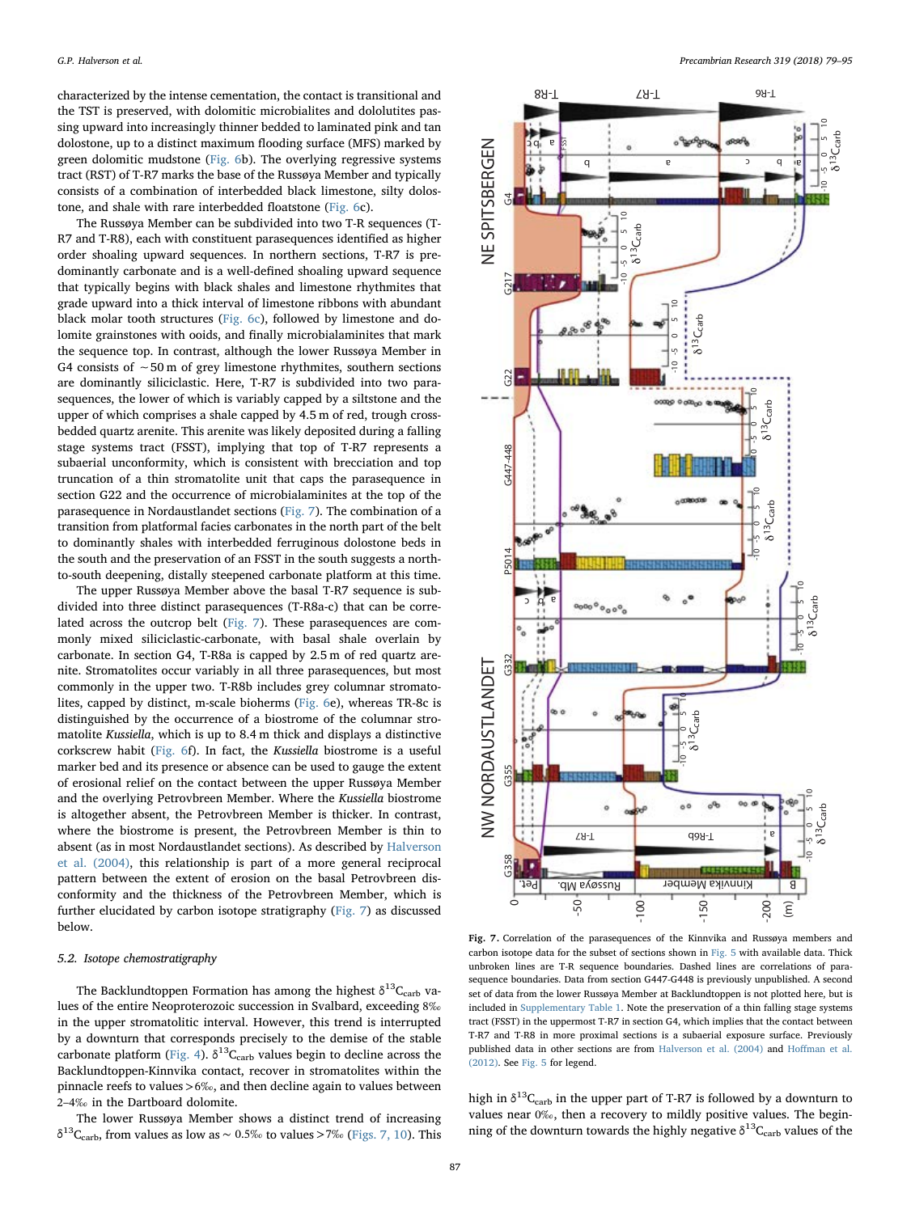characterized by the intense cementation, the contact is transitional and the TST is preserved, with dolomitic microbialites and dololutites passing upward into increasingly thinner bedded to laminated pink and tan dolostone, up to a distinct maximum flooding surface (MFS) marked by green dolomitic mudstone (Fig. 6b). The overlying regressive systems tract (RST) of T-R7 marks the base of the Russøya Member and typically consists of a combination of interbedded black limestone, silty dolostone, and shale with rare interbedded floatstone (Fig. 6c).

The Russøya Member can be subdivided into two T-R sequences (T-R7 and T-R8), each with constituent parasequences identified as higher order shoaling upward sequences. In northern sections, T-R7 is predominantly carbonate and is a well-defined shoaling upward sequence that typically begins with black shales and limestone rhythmites that grade upward into a thick interval of limestone ribbons with abundant black molar tooth structures (Fig. 6c), followed by limestone and dolomite grainstones with ooids, and finally microbialaminites that mark the sequence top. In contrast, although the lower Russøya Member in G4 consists of ~50 m of grey limestone rhythmites, southern sections are dominantly siliciclastic. Here, T-R7 is subdivided into two parasequences, the lower of which is variably capped by a siltstone and the upper of which comprises a shale capped by 4.5 m of red, trough cross-bedded quartz arenite. This arenite was likely deposited during a falling stage systems tract (FSST), implying that top of T-R7 represents a subaerial unconformity, which is consistent with brecciation and top truncation of a thin stromatolite unit that caps the parasequence in section G22 and the occurrence of microbialaminites at the top of the parasequence in Nordaustlandet sections (Fig. 7). The combination of a transition from platformal facies carbonates in the north part of the belt to dominantly shales with interbedded ferruginous dolostone beds in the south and the preservation of an FSST in the south suggests a north-to-south deepening, distally steepened carbonate platform at this time.

The upper Russøya Member above the basal T-R7 sequence is subdivided into three distinct parasequences (T-R8a-c) that can be correlated across the outcrop belt (Fig. 7). These parasequences are commonly mixed siliciclastic-carbonate, with basal shale overlain by carbonate. In section G4, T-R8a is capped by 2.5 m of red quartz arenite. Stromatolites occur variably in all three parasequences, but most commonly in the upper two. T-R8b includes grey columnar stromatolites, capped by distinct, m-scale bioherms (Fig. 6e), whereas TR-8c is distinguished by the occurrence of a biostrome of the columnar stromatolite *Kussiella*, which is up to 8.4 m thick and displays a distinctive corkscrew habit (Fig. 6f). In fact, the *Kussiella* biostrome is a useful marker bed and its presence or absence can be used to gauge the extent of erosional relief on the contact between the upper Russøya Member and the overlying Petrovbreen Member. Where the *Kussiella* biostrome is altogether absent, the Petrovbreen Member is thicker. In contrast, where the biostrome is present, the Petrovbreen Member is thin to absent (as in most Nordaustlandet sections). As described by Halverson et al. (2004), this relationship is part of a more general reciprocal pattern between the extent of erosion on the basal Petrovbreen disconformity and the thickness of the Petrovbreen Member, which is further elucidated by carbon isotope stratigraphy (Fig. 7) as discussed below.

### 5.2. Isotope chemostratigraphy

The Backlundtoppen Formation has among the highest $\delta^{13}C_{carb}$ values of the entire Neoproterozoic succession in Svalbard, exceeding 8‰ in the upper stromatolitic interval. However, this trend is interrupted by a downturn that corresponds precisely to the demise of the stable carbonate platform (Fig. 4). $\delta^{13}C_{carb}$ values begin to decline across the Backlundtoppen-Kinnvika contact, recover in stromatolites within the pinnacle reefs to values >6‰, and then decline again to values between 2–4‰ in the Dartboard dolomite.

The lower Russøya Member shows a distinct trend of increasing $\delta^{13}C_{carb}$, from values as low as ~0.5‰ to values >7‰ (Figs. 7, 10). This high in $\delta^{13}C_{carb}$ in the upper part of T-R7 is followed by a downturn to values near 0‰, then a recovery to mildly positive values. The beginning of the downturn towards the highly negative $\delta^{13}C_{carb}$ values of the

**Fig. 7.** Correlation of the parasequences of the Kinnvika and Russøya members and carbon isotope data for the subset of sections shown in Fig. 5 with available data. Thick unbroken lines are T-R sequence boundaries. Dashed lines are correlations of parasequence boundaries. Data from section G447-G448 is previously unpublished. A second set of data from the lower Russøya Member at Backlundtoppen is not plotted here, but is included in Supplementary Table 1. Note the preservation of a thin falling stage systems tract (FSST) in the uppermost T-R7 in section G4, which implies that the contact between T-R7 and T-R8 in more proximal sections is a subaerial exposure surface. Previously published data in other sections are from Halverson et al. (2004) and Hoffman et al. (2012). See Fig. 5 for legend.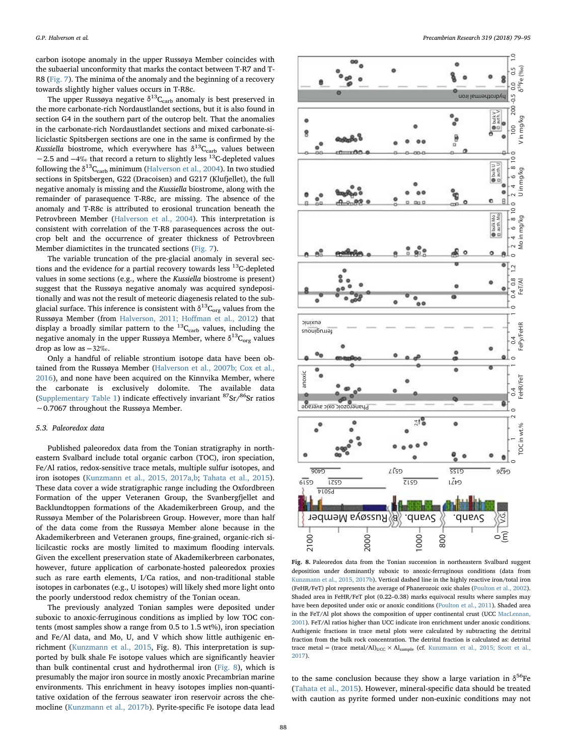carbon isotope anomaly in the upper Russøya Member coincides with the subaerial unconformity that marks the contact between T-R7 and T-R8 (Fig. 7). The minima of the anomaly and the beginning of a recovery towards slightly higher values occurs in T-R8c.

The upper Russøya negative $\delta^{13}C_{carb}$ anomaly is best preserved in the more carbonate-rich Nordaustlandet sections, but it is also found in section G4 in the southern part of the outcrop belt. That the anomalies in the carbonate-rich Nordaustlandet sections and mixed carbonate-siliciclastic Spitsbergen sections are one in the same is confirmed by the *Kussiella* biostrome, which everywhere has $\delta^{13}C_{carb}$ values between −2.5 and −4‰ that record a return to slightly less $^{13}C$-depleted values following the $\delta^{13}C_{carb}$ minimum (Halverson et al., 2004). In two studied sections in Spitsbergen, G22 (Dracoisen) and G217 (Klufjellet), the full negative anomaly is missing and the *Kussiella* biostrome, along with the remainder of parasequence T-R8c, are missing. The absence of the anomaly and T-R8c is attributed to erosional truncation beneath the Petrovbreen Member (Halverson et al., 2004). This interpretation is consistent with correlation of the T-R8 parasequences across the outcrop belt and the occurrence of greater thickness of Petrovbreen Member diamictites in the truncated sections (Fig. 7).

The variable truncation of the pre-glacial anomaly in several sections and the evidence for a partial recovery towards less $^{13}C$-depleted values in some sections (e.g., where the *Kussiella* biostrome is present) suggest that the Russøya negative anomaly was acquired syndepositionally and was not the result of meteoric diagenesis related to the sub-glacial surface. This inference is consistent with $\delta^{13}C_{org}$ values from the Russøya Member (from Halverson, 2011; Hoffman et al., 2012) that display a broadly similar pattern to the $^{13}C_{carb}$ values, including the negative anomaly in the upper Russøya Member, where $\delta^{13}C_{org}$ values drop as low as −32‰.

Only a handful of reliable strontium isotope data have been obtained from the Russøya Member (Halverson et al., 2007b; Cox et al., 2016), and none have been acquired on the Kinnvika Member, where the carbonate is exclusively dolomite. The available data (Supplementary Table 1) indicate effectively invariant $^{87}Sr/^{86}Sr$ ratios ~0.7067 throughout the Russøya Member.

### 5.3. Paleoredox data

Published paleoredox data from the Tonian stratigraphy in northeastern Svalbard include total organic carbon (TOC), iron speciation, Fe/Al ratios, redox-sensitive trace metals, multiple sulfur isotopes, and iron isotopes (Kunzmann et al., 2015, 2017a,b; Tahata et al., 2015). These data cover a wide stratigraphic range including the Oxfordbreen Formation of the upper Veteranen Group, the Svanbergfjellet and Backlundtoppen formations of the Akademikerbreen Group, and the Russøya Member of the Polarisbreen Group. However, more than half of the data come from the Russøya Member alone because in the Akademikerbreen and Veteranen groups, fine-grained, organic-rich siliciclastic rocks are mostly limited to maximum flooding intervals. Given the excellent preservation state of Akademikerbreen carbonates, however, future application of carbonate-hosted paleoredox proxies such as rare earth elements, I/Ca ratios, and non-traditional stable isotopes in carbonates (e.g., U isotopes) will likely shed more light onto the poorly understood redox chemistry of the Tonian ocean.

The previously analyzed Tonian samples were deposited under suboxic to anoxic-ferruginous conditions as implied by low TOC contents (most samples show a range from 0.5 to 1.5 wt%), iron speciation and Fe/Al ratios, and Mo, U, and V which show little authigenic enrichment (Kunzmann et al., 2015, Fig. 8). This interpretation is supported by bulk shale Fe isotope values which are significantly heavier than bulk continental crust and hydrothermal iron (Fig. 8), which is presumably the major iron source in mostly anoxic Precambrian marine environments. This enrichment in heavy isotopes implies non-quantitative oxidation of the ferrous seawater iron reservoir across the chemocline (Kunzmann et al., 2017b). Pyrite-specific Fe isotope data lead to the same conclusion because they show a large variation in $\delta^{56}Fe$ (Tahata et al., 2015). However, mineral-specific data should be treated with caution as pyrite formed under non-euxinic conditions may not

**Fig. 8.** Paleoredox data from the Tonian succession in northeastern Svalbard suggest deposition under dominantly suboxic to anoxic-ferruginous conditions (data from Kunzmann et al., 2015, 2017b). Vertical dashed line in the highly reactive iron/total iron (FeHR/FeT) plot represents the average of Phanerozoic oxic shales (Poulton et al., 2002). Shaded area in FeHR/FeT plot (0.22–0.38) marks equivocal results where samples may have been deposited under oxic or anoxic conditions (Poulton et al., 2011). Shaded area in the FeT/Al plot shows the composition of upper continental crust (UCC MacLennan, 2001). FeT/Al ratios higher than UCC indicate iron enrichment under anoxic conditions. Authigenic fractions in trace metal plots were calculated by subtracting the detrital fraction from the bulk rock concentration. The detrital fraction is calculated as: detrital trace metal = (trace metal/Al)$_{UCC}$ × Al$_{sample}$ (cf. Kunzmann et al., 2015; Scott et al., 2017).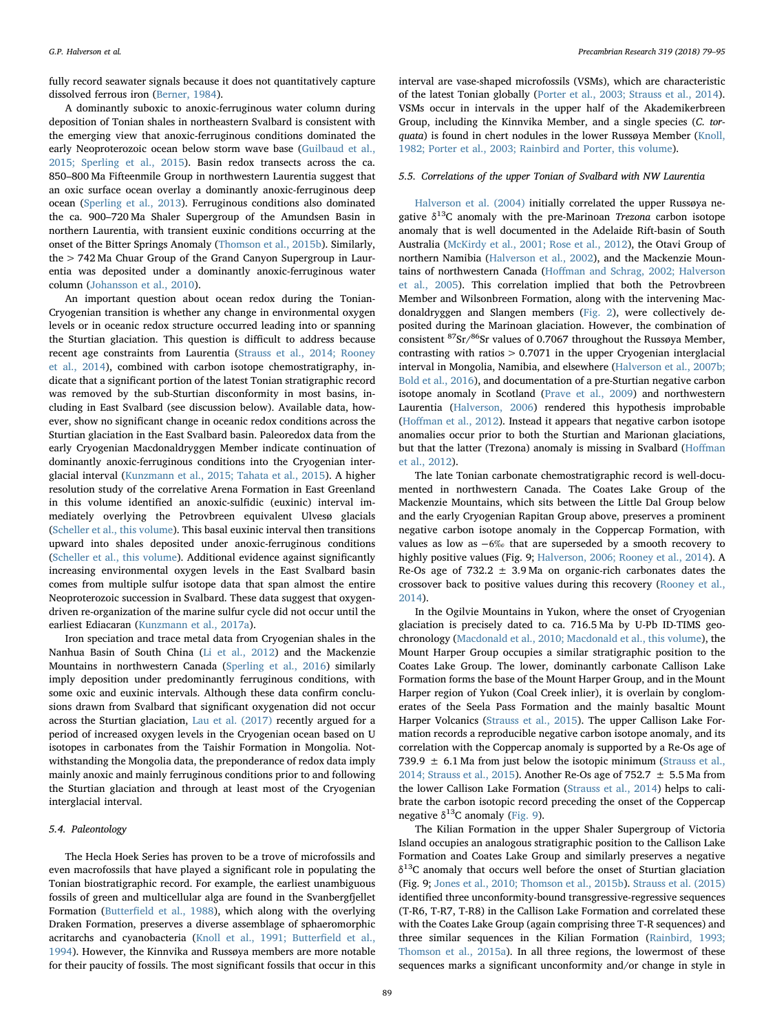fully record seawater signals because it does not quantitatively capture dissolved ferrous iron (Berner, 1984).

A dominantly suboxic to anoxic-ferruginous water column during deposition of Tonian shales in northeastern Svalbard is consistent with the emerging view that anoxic-ferruginous conditions dominated the early Neoproterozoic ocean below storm wave base (Guilbaud et al., 2015; Sperling et al., 2015). Basin redox transects across the ca. 850–800 Ma Fifteenmile Group in northwestern Laurentia suggest that an oxic surface ocean overlay a dominantly anoxic-ferruginous deep ocean (Sperling et al., 2013). Ferruginous conditions also dominated the ca. 900–720 Ma Shaler Supergroup of the Amundsen Basin in northern Laurentia, with transient euxinic conditions occurring at the onset of the Bitter Springs Anomaly (Thomson et al., 2015b). Similarly, the > 742 Ma Chuar Group of the Grand Canyon Supergroup in Laurentia was deposited under a dominantly anoxic-ferruginous water column (Johansson et al., 2010).

An important question about ocean redox during the Tonian-Cryogenian transition is whether any change in environmental oxygen levels or in oceanic redox structure occurred leading into or spanning the Sturtian glaciation. This question is difficult to address because recent age constraints from Laurentia (Strauss et al., 2014; Rooney et al., 2014), combined with carbon isotope chemostratigraphy, indicate that a significant portion of the latest Tonian stratigraphic record was removed by the sub-Sturtian disconformity in most basins, including in East Svalbard (see discussion below). Available data, however, show no significant change in oceanic redox conditions across the Sturtian glaciation in the East Svalbard basin. Paleoredox data from the early Cryogenian Macdonaldryggen Member indicate continuation of dominantly anoxic-ferruginous conditions into the Cryogenian interglacial interval (Kunzmann et al., 2015; Tahata et al., 2015). A higher resolution study of the correlative Arena Formation in East Greenland in this volume identified an anoxic-sulfidic (euxinic) interval immediately overlying the Petrovbreen equivalent Ulvesø glacials (Scheller et al., this volume). This basal euxinic interval then transitions upward into shales deposited under anoxic-ferruginous conditions (Scheller et al., this volume). Additional evidence against significantly increasing environmental oxygen levels in the East Svalbard basin comes from multiple sulfur isotope data that span almost the entire Neoproterozoic succession in Svalbard. These data suggest that oxygen-driven re-organization of the marine sulfur cycle did not occur until the earliest Ediacaran (Kunzmann et al., 2017a).

Iron speciation and trace metal data from Cryogenian shales in the Nanhua Basin of South China (Li et al., 2012) and the Mackenzie Mountains in northwestern Canada (Sperling et al., 2016) similarly imply deposition under predominantly ferruginous conditions, with some oxic and euxinic intervals. Although these data confirm conclusions drawn from Svalbard that significant oxygenation did not occur across the Sturtian glaciation, Lau et al. (2017) recently argued for a period of increased oxygen levels in the Cryogenian ocean based on U isotopes in carbonates from the Taishir Formation in Mongolia. Notwithstanding the Mongolia data, the preponderance of redox data imply mainly anoxic and mainly ferruginous conditions prior to and following the Sturtian glaciation and through at least most of the Cryogenian interglacial interval.

### 5.4. Paleontology

The Hecla Hoek Series has proven to be a trove of microfossils and even macrofossils that have played a significant role in populating the Tonian biostratigraphic record. For example, the earliest unambiguous fossils of green and multicellular alga are found in the Svanbergfjellet Formation (Butterfield et al., 1988), which along with the overlying Draken Formation, preserves a diverse assemblage of sphaeromorphic acritarchs and cyanobacteria (Knoll et al., 1991; Butterfield et al., 1994). However, the Kinnvika and Russøya members are more notable for their paucity of fossils. The most significant fossils that occur in this interval are vase-shaped microfossils (VSMs), which are characteristic of the latest Tonian globally (Porter et al., 2003; Strauss et al., 2014). VSMs occur in intervals in the upper half of the Akademikerbreen Group, including the Kinnvika Member, and a single species (*C. torquata*) is found in chert nodules in the lower Russøya Member (Knoll, 1982; Porter et al., 2003; Rainbird and Porter, this volume).

### 5.5. Correlations of the upper Tonian of Svalbard with NW Laurentia

Halverson et al. (2004) initially correlated the upper Russøya negative $\delta^{13}C$ anomaly with the pre-Marinoan *Trezona* carbon isotope anomaly that is well documented in the Adelaide Rift-basin of South Australia (McKirdy et al., 2001; Rose et al., 2012), the Otavi Group of northern Namibia (Halverson et al., 2002), and the Mackenzie Mountains of northwestern Canada (Hoffman and Schrag, 2002; Halverson et al., 2005). This correlation implied that both the Petrovbreen Member and Wilsonbreen Formation, along with the intervening Macdonaldryggen and Slangen members (Fig. 2), were collectively deposited during the Marinoan glaciation. However, the combination of consistent $^{87}Sr/^{86}Sr$ values of 0.7067 throughout the Russøya Member, contrasting with ratios > 0.7071 in the upper Cryogenian interglacial interval in Mongolia, Namibia, and elsewhere (Halverson et al., 2007b; Bold et al., 2016), and documentation of a pre-Sturtian negative carbon isotope anomaly in Scotland (Prave et al., 2009) and northwestern Laurentia (Halverson, 2006) rendered this hypothesis improbable (Hoffman et al., 2012). Instead it appears that negative carbon isotope anomalies occur prior to both the Sturtian and Marionan glaciations, but that the latter (Trezona) anomaly is missing in Svalbard (Hoffman et al., 2012).

The late Tonian carbonate chemostratigraphic record is well-documented in northwestern Canada. The Coates Lake Group of the Mackenzie Mountains, which sits between the Little Dal Group below and the early Cryogenian Rapitan Group above, preserves a prominent negative carbon isotope anomaly in the Coppercap Formation, with values as low as −6‰ that are superseded by a smooth recovery to highly positive values (Fig. 9; Halverson, 2006; Rooney et al., 2014). A Re-Os age of 732.2 ± 3.9 Ma on organic-rich carbonates dates the crossover back to positive values during this recovery (Rooney et al., 2014).

In the Ogilvie Mountains in Yukon, where the onset of Cryogenian glaciation is precisely dated to ca. 716.5 Ma by U-Pb ID-TIMS geochronology (Macdonald et al., 2010; Macdonald et al., this volume), the Mount Harper Group occupies a similar stratigraphic position to the Coates Lake Group. The lower, dominantly carbonate Callison Lake Formation forms the base of the Mount Harper Group, and in the Mount Harper region of Yukon (Coal Creek inlier), it is overlain by conglomerates of the Seela Pass Formation and the mainly basaltic Mount Harper Volcanics (Strauss et al., 2015). The upper Callison Lake Formation records a reproducible negative carbon isotope anomaly, and its correlation with the Coppercap anomaly is supported by a Re-Os age of 739.9 ± 6.1 Ma from just below the isotopic minimum (Strauss et al., 2014; Strauss et al., 2015). Another Re-Os age of 752.7 ± 5.5 Ma from the lower Callison Lake Formation (Strauss et al., 2014) helps to calibrate the carbon isotopic record preceding the onset of the Coppercap negative $\delta^{13}C$ anomaly (Fig. 9).

The Kilian Formation in the upper Shaler Supergroup of Victoria Island occupies an analogous stratigraphic position to the Callison Lake Formation and Coates Lake Group and similarly preserves a negative $\delta^{13}C$ anomaly that occurs well before the onset of Sturtian glaciation (Fig. 9; Jones et al., 2010; Thomson et al., 2015b). Strauss et al. (2015) identified three unconformity-bound transgressive-regressive sequences (T-R6, T-R7, T-R8) in the Callison Lake Formation and correlated these with the Coates Lake Group (again comprising three T-R sequences) and three similar sequences in the Kilian Formation (Rainbird, 1993; Thomson et al., 2015a). In all three regions, the lowermost of these sequences marks a significant unconformity and/or change in style in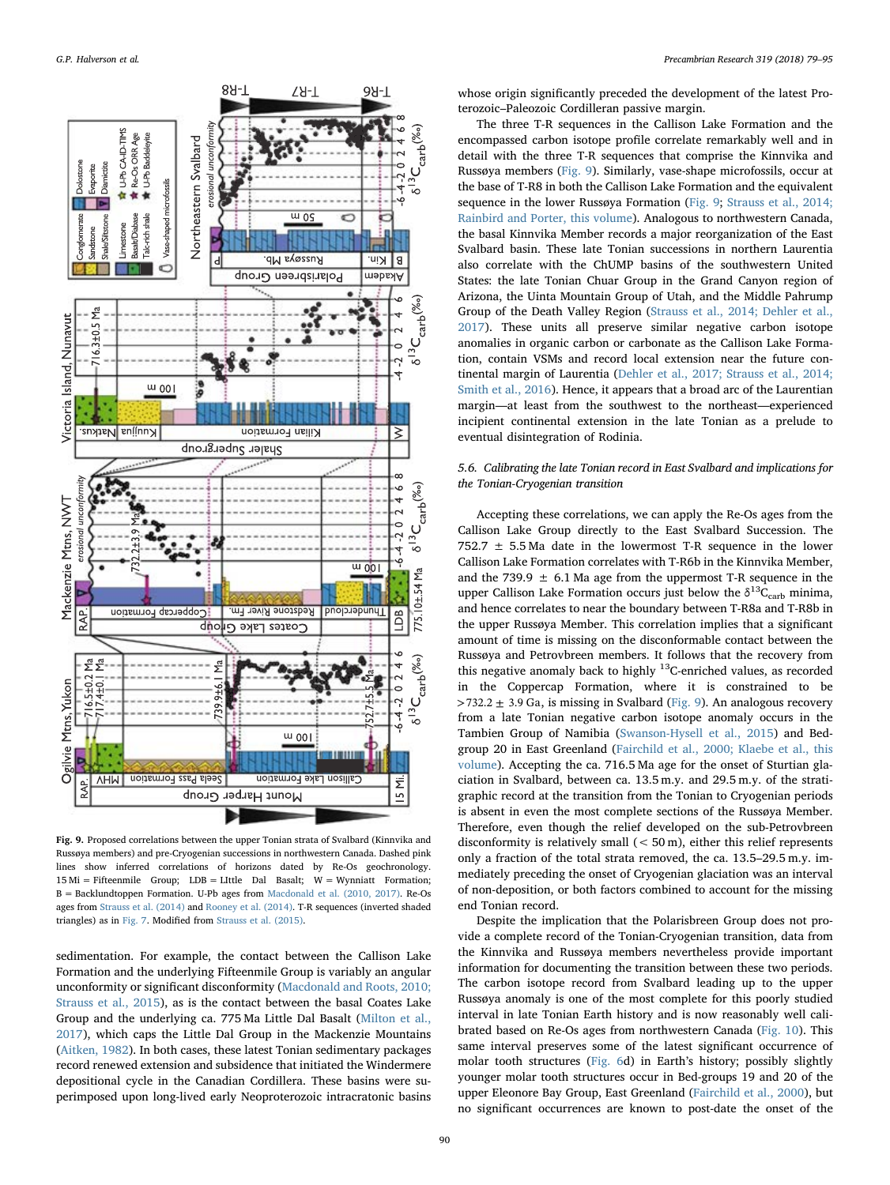**Fig. 9.** Proposed correlations between the upper Tonian strata of Svalbard (Kinnvika and Russøya members) and pre-Cryogenian successions in northwestern Canada. Dashed pink lines show inferred correlations of horizons dated by Re-Os geochronology. 15 Mi = Fifteenmile Group; LDB = LIttle Dal Basalt; W = Wynniatt Formation; B = Backlundtoppen Formation. U-Pb ages from Macdonald et al. (2010, 2017). Re-Os ages from Strauss et al. (2014) and Rooney et al. (2014). T-R sequences (inverted shaded triangles) as in Fig. 7. Modified from Strauss et al. (2015).

sedimentation. For example, the contact between the Callison Lake Formation and the underlying Fifteenmile Group is variably an angular unconformity or significant disconformity (Macdonald and Roots, 2010; Strauss et al., 2015), as is the contact between the basal Coates Lake Group and the underlying ca. 775 Ma Little Dal Basalt (Milton et al., 2017), which caps the Little Dal Group in the Mackenzie Mountains (Aitken, 1982). In both cases, these latest Tonian sedimentary packages record renewed extension and subsidence that initiated the Windermere depositional cycle in the Canadian Cordillera. These basins were superimposed upon long-lived early Neoproterozoic intracratonic basins whose origin significantly preceded the development of the latest Proterozoic–Paleozoic Cordilleran passive margin.

The three T-R sequences in the Callison Lake Formation and the encompassed carbon isotope profile correlate remarkably well and in detail with the three T-R sequences that comprise the Kinnvika and Russøya members (Fig. 9). Similarly, vase-shape microfossils, occur at the base of T-R8 in both the Callison Lake Formation and the equivalent sequence in the lower Russøya Formation (Fig. 9; Strauss et al., 2014; Rainbird and Porter, this volume). Analogous to northwestern Canada, the basal Kinnvika Member records a major reorganization of the East Svalbard basin. These late Tonian successions in northern Laurentia also correlate with the ChUMP basins of the southwestern United States: the late Tonian Chuar Group in the Grand Canyon region of Arizona, the Uinta Mountain Group of Utah, and the Middle Pahrump Group of the Death Valley Region (Strauss et al., 2014; Dehler et al., 2017). These units all preserve similar negative carbon isotope anomalies in organic carbon or carbonate as the Callison Lake Formation, contain VSMs and record local extension near the future continental margin of Laurentia (Dehler et al., 2017; Strauss et al., 2014; Smith et al., 2016). Hence, it appears that a broad arc of the Laurentian margin—at least from the southwest to the northeast—experienced incipient continental extension in the late Tonian as a prelude to eventual disintegration of Rodinia.

### 5.6. Calibrating the late Tonian record in East Svalbard and implications for the Tonian-Cryogenian transition

Accepting these correlations, we can apply the Re-Os ages from the Callison Lake Group directly to the East Svalbard Succession. The 752.7 ± 5.5 Ma date in the lowermost T-R sequence in the lower Callison Lake Formation correlates with T-R6b in the Kinnvika Member, and the 739.9 ± 6.1 Ma age from the uppermost T-R sequence in the upper Callison Lake Formation occurs just below the $\delta^{13}C_{carb}$ minima, and hence correlates to near the boundary between T-R8a and T-R8b in the upper Russøya Member. This correlation implies that a significant amount of time is missing on the disconformable contact between the Russøya and Petrovbreen members. It follows that the recovery from this negative anomaly back to highly $^{13}$C-enriched values, as recorded in the Coppercap Formation, where it is constrained to be >732.2 ± 3.9 Ga, is missing in Svalbard (Fig. 9). An analogous recovery from a late Tonian negative carbon isotope anomaly occurs in the Tambien Group of Namibia (Swanson-Hysell et al., 2015) and Bed-group 20 in East Greenland (Fairchild et al., 2000; Klaebe et al., this volume). Accepting the ca. 716.5 Ma age for the onset of Sturtian glaciation in Svalbard, between ca. 13.5 m.y. and 29.5 m.y. of the stratigraphic record at the transition from the Tonian to Cryogenian periods is absent in even the most complete sections of the Russøya Member. Therefore, even though the relief developed on the sub-Petrovbreen disconformity is relatively small (< 50 m), either this relief represents only a fraction of the total strata removed, the ca. 13.5–29.5 m.y. immediately preceding the onset of Cryogenian glaciation was an interval of non-deposition, or both factors combined to account for the missing end Tonian record.

Despite the implication that the Polarisbreen Group does not provide a complete record of the Tonian-Cryogenian transition, data from the Kinnvika and Russøya members nevertheless provide important information for documenting the transition between these two periods. The carbon isotope record from Svalbard leading up to the upper Russøya anomaly is one of the most complete for this poorly studied interval in late Tonian Earth history and is now reasonably well calibrated based on Re-Os ages from northwestern Canada (Fig. 10). This same interval preserves some of the latest significant occurrence of molar tooth structures (Fig. 6d) in Earth's history; possibly slightly younger molar tooth structures occur in Bed-groups 19 and 20 of the upper Eleonore Bay Group, East Greenland (Fairchild et al., 2000), but no significant occurrences are known to post-date the onset of the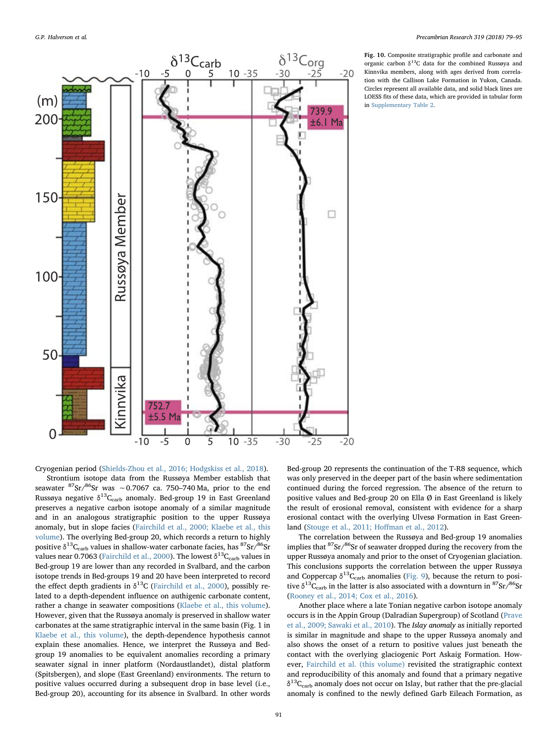**Fig. 10.** Composite stratigraphic profile and carbonate and organic carbon $\delta^{13}C$ data for the combined Russøya and Kinnvika members, along with ages derived from correlation with the Callison Lake Formation in Yukon, Canada. Circles represent all available data, and solid black lines are LOESS fits of these data, which are provided in tabular form in Supplementary Table 2.

Cryogenian period (Shields-Zhou et al., 2016; Hodgskiss et al., 2018).

Strontium isotope data from the Russøya Member establish that seawater $^{87}Sr/^{86}Sr$ was ~0.7067 ca. 750–740 Ma, prior to the end Russøya negative $\delta^{13}C_{carb}$ anomaly. Bed-group 19 in East Greenland preserves a negative carbon isotope anomaly of a similar magnitude and in an analogous stratigraphic position to the upper Russøya anomaly, but in slope facies (Fairchild et al., 2000; Klaebe et al., this volume). The overlying Bed-group 20, which records a return to highly positive $\delta^{13}C_{carb}$ values in shallow-water carbonate facies, has $^{87}Sr/^{86}Sr$ values near 0.7063 (Fairchild et al., 2000). The lowest $\delta^{13}C_{carb}$ values in Bed-group 19 are lower than any recorded in Svalbard, and the carbon isotope trends in Bed-groups 19 and 20 have been interpreted to record the effect depth gradients in $\delta^{13}C$ (Fairchild et al., 2000), possibly related to a depth-dependent influence on authigenic carbonate content, rather a change in seawater compositions (Klaebe et al., this volume). However, given that the Russøya anomaly is preserved in shallow water carbonates at the same stratigraphic interval in the same basin (Fig. 1 in Klaebe et al., this volume), the depth-dependence hypothesis cannot explain these anomalies. Hence, we interpret the Russøya and Bed-group 19 anomalies to be equivalent anomalies recording a primary seawater signal in inner platform (Nordaustlandet), distal platform (Spitsbergen), and slope (East Greenland) environments. The return to positive values occurred during a subsequent drop in base level (i.e., Bed-group 20), accounting for its absence in Svalbard. In other words Bed-group 20 represents the continuation of the T-R8 sequence, which was only preserved in the deeper part of the basin where sedimentation continued during the forced regression. The absence of the return to positive values and Bed-group 20 on Ella Ø in East Greenland is likely the result of erosional removal, consistent with evidence for a sharp erosional contact with the overlying Ulvesø Formation in East Greenland (Stouge et al., 2011; Hoffman et al., 2012).

The correlation between the Russøya and Bed-group 19 anomalies implies that $^{87}Sr/^{86}Sr$ of seawater dropped during the recovery from the upper Russøya anomaly and prior to the onset of Cryogenian glaciation. This conclusions supports the correlation between the upper Russøya and Coppercap $\delta^{13}C_{carb}$ anomalies (Fig. 9), because the return to positive $\delta^{13}C_{carb}$ in the latter is also associated with a downturn in $^{87}Sr/^{86}Sr$ (Rooney et al., 2014; Cox et al., 2016).

Another place where a late Tonian negative carbon isotope anomaly occurs is in the Appin Group (Dalradian Supergroup) of Scotland (Prave et al., 2009; Sawaki et al., 2010). The *Islay anomaly* as initially reported is similar in magnitude and shape to the upper Russøya anomaly and also shows the onset of a return to positive values just beneath the contact with the overlying glaciogenic Port Askaig Formation. However, Fairchild et al. (this volume) revisited the stratigraphic context and reproducibility of this anomaly and found that a primary negative $\delta^{13}C_{carb}$ anomaly does not occur on Islay, but rather that the pre-glacial anomaly is confined to the newly defined Garb Eileach Formation, as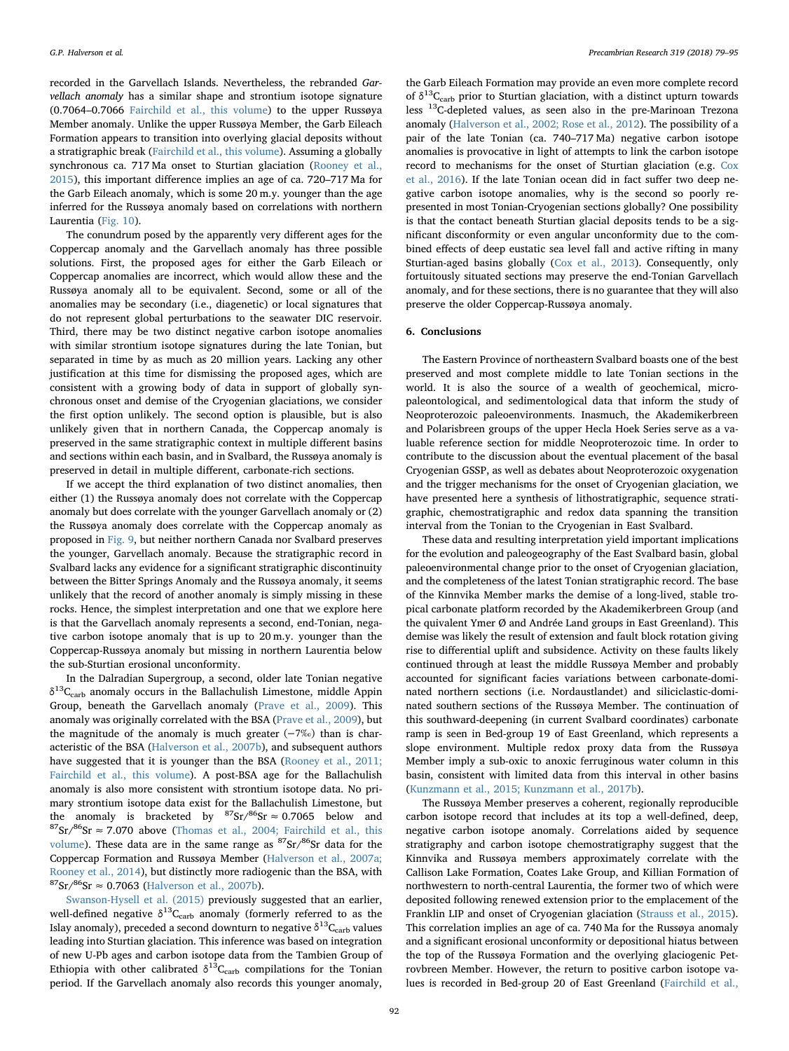recorded in the Garvellach Islands. Nevertheless, the rebranded *Garvellach anomaly* has a similar shape and strontium isotope signature (0.7064–0.7066 Fairchild et al., this volume) to the upper Russøya Member anomaly. Unlike the upper Russøya Member, the Garb Eileach Formation appears to transition into overlying glacial deposits without a stratigraphic break (Fairchild et al., this volume). Assuming a globally synchronous ca. 717 Ma onset to Sturtian glaciation (Rooney et al., 2015), this important difference implies an age of ca. 720–717 Ma for the Garb Eileach anomaly, which is some 20 m.y. younger than the age inferred for the Russøya anomaly based on correlations with northern Laurentia (Fig. 10).

The conundrum posed by the apparently very different ages for the Coppercap anomaly and the Garvellach anomaly has three possible solutions. First, the proposed ages for either the Garb Eileach or Coppercap anomalies are incorrect, which would allow these and the Russøya anomaly all to be equivalent. Second, some or all of the anomalies may be secondary (i.e., diagenetic) or local signatures that do not represent global perturbations to the seawater DIC reservoir. Third, there may be two distinct negative carbon isotope anomalies with similar strontium isotope signatures during the late Tonian, but separated in time by as much as 20 million years. Lacking any other justification at this time for dismissing the proposed ages, which are consistent with a growing body of data in support of globally synchronous onset and demise of the Cryogenian glaciations, we consider the first option unlikely. The second option is plausible, but is also unlikely given that in northern Canada, the Coppercap anomaly is preserved in the same stratigraphic context in multiple different basins and sections within each basin, and in Svalbard, the Russøya anomaly is preserved in detail in multiple different, carbonate-rich sections.

If we accept the third explanation of two distinct anomalies, then either (1) the Russøya anomaly does not correlate with the Coppercap anomaly but does correlate with the younger Garvellach anomaly or (2) the Russøya anomaly does correlate with the Coppercap anomaly as proposed in Fig. 9, but neither northern Canada nor Svalbard preserves the younger, Garvellach anomaly. Because the stratigraphic record in Svalbard lacks any evidence for a significant stratigraphic discontinuity between the Bitter Springs Anomaly and the Russøya anomaly, it seems unlikely that the record of another anomaly is simply missing in these rocks. Hence, the simplest interpretation and one that we explore here is that the Garvellach anomaly represents a second, end-Tonian, negative carbon isotope anomaly that is up to 20 m.y. younger than the Coppercap-Russøya anomaly but missing in northern Laurentia below the sub-Sturtian erosional unconformity.

In the Dalradian Supergroup, a second, older late Tonian negative $\delta^{13}C_{carb}$ anomaly occurs in the Ballachulish Limestone, middle Appin Group, beneath the Garvellach anomaly (Prave et al., 2009). This anomaly was originally correlated with the BSA (Prave et al., 2009), but the magnitude of the anomaly is much greater (−7‰) than is characteristic of the BSA (Halverson et al., 2007b), and subsequent authors have suggested that it is younger than the BSA (Rooney et al., 2011; Fairchild et al., this volume). A post-BSA age for the Ballachulish anomaly is also more consistent with strontium isotope data. No primary strontium isotope data exist for the Ballachulish Limestone, but the anomaly is bracketed by $^{87}Sr/^{86}Sr \approx 0.7065$ below and $^{87}Sr/^{86}Sr \approx 7.070$ above (Thomas et al., 2004; Fairchild et al., this volume). These data are in the same range as $^{87}Sr/^{86}Sr$ data for the Coppercap Formation and Russøya Member (Halverson et al., 2007a; Rooney et al., 2014), but distinctly more radiogenic than the BSA, with $^{87}Sr/^{86}Sr \approx 0.7063$ (Halverson et al., 2007b).

Swanson-Hysell et al. (2015) previously suggested that an earlier, well-defined negative $\delta^{13}C_{carb}$ anomaly (formerly referred to as the Islay anomaly), preceded a second downturn to negative $\delta^{13}C_{carb}$ values leading into Sturtian glaciation. This inference was based on integration of new U-Pb ages and carbon isotope data from the Tambien Group of Ethiopia with other calibrated $\delta^{13}C_{carb}$ compilations for the Tonian period. If the Garvellach anomaly also records this younger anomaly, the Garb Eileach Formation may provide an even more complete record of $\delta^{13}C_{carb}$ prior to Sturtian glaciation, with a distinct upturn towards less $^{13}C$-depleted values, as seen also in the pre-Marinoan Trezona anomaly (Halverson et al., 2002; Rose et al., 2012). The possibility of a pair of the late Tonian (ca. 740–717 Ma) negative carbon isotope anomalies is provocative in light of attempts to link the carbon isotope record to mechanisms for the onset of Sturtian glaciation (e.g. Cox et al., 2016). If the late Tonian ocean did in fact suffer two deep negative carbon isotope anomalies, why is the second so poorly represented in most Tonian-Cryogenian sections globally? One possibility is that the contact beneath Sturtian glacial deposits tends to be a significant disconformity or even angular unconformity due to the combined effects of deep eustatic sea level fall and active rifting in many Sturtian-aged basins globally (Cox et al., 2013). Consequently, only fortuitously situated sections may preserve the end-Tonian Garvellach anomaly, and for these sections, there is no guarantee that they will also preserve the older Coppercap-Russøya anomaly.

## 6. Conclusions

The Eastern Province of northeastern Svalbard boasts one of the best preserved and most complete middle to late Tonian sections in the world. It is also the source of a wealth of geochemical, micropaleontological, and sedimentological data that inform the study of Neoproterozoic paleoenvironments. Inasmuch, the Akademikerbreen and Polarisbreen groups of the upper Hecla Hoek Series serve as a valuable reference section for middle Neoproterozoic time. In order to contribute to the discussion about the eventual placement of the basal Cryogenian GSSP, as well as debates about Neoproterozoic oxygenation and the trigger mechanisms for the onset of Cryogenian glaciation, we have presented here a synthesis of lithostratigraphic, sequence stratigraphic, chemostratigraphic and redox data spanning the transition interval from the Tonian to the Cryogenian in East Svalbard.

These data and resulting interpretation yield important implications for the evolution and paleogeography of the East Svalbard basin, global paleoenvironmental change prior to the onset of Cryogenian glaciation, and the completeness of the latest Tonian stratigraphic record. The base of the Kinnvika Member marks the demise of a long-lived, stable tropical carbonate platform recorded by the Akademikerbreen Group (and the quivalent Ymer Ø and Andrée Land groups in East Greenland). This demise was likely the result of extension and fault block rotation giving rise to differential uplift and subsidence. Activity on these faults likely continued through at least the middle Russøya Member and probably accounted for significant facies variations between carbonate-dominated northern sections (i.e. Nordaustlandet) and siliciclastic-dominated southern sections of the Russøya Member. The continuation of this southward-deepening (in current Svalbard coordinates) carbonate ramp is seen in Bed-group 19 of East Greenland, which represents a slope environment. Multiple redox proxy data from the Russøya Member imply a sub-oxic to anoxic ferruginous water column in this basin, consistent with limited data from this interval in other basins (Kunzmann et al., 2015; Kunzmann et al., 2017b).

The Russøya Member preserves a coherent, regionally reproducible carbon isotope record that includes at its top a well-defined, deep, negative carbon isotope anomaly. Correlations aided by sequence stratigraphy and carbon isotope chemostratigraphy suggest that the Kinnvika and Russøya members approximately correlate with the Callison Lake Formation, Coates Lake Group, and Killian Formation of northwestern to north-central Laurentia, the former two of which were deposited following renewed extension prior to the emplacement of the Franklin LIP and onset of Cryogenian glaciation (Strauss et al., 2015). This correlation implies an age of ca. 740 Ma for the Russøya anomaly and a significant erosional unconformity or depositional hiatus between the top of the Russøya Formation and the overlying glaciogenic Petrovbreen Member. However, the return to positive carbon isotope values is recorded in Bed-group 20 of East Greenland (Fairchild et al.,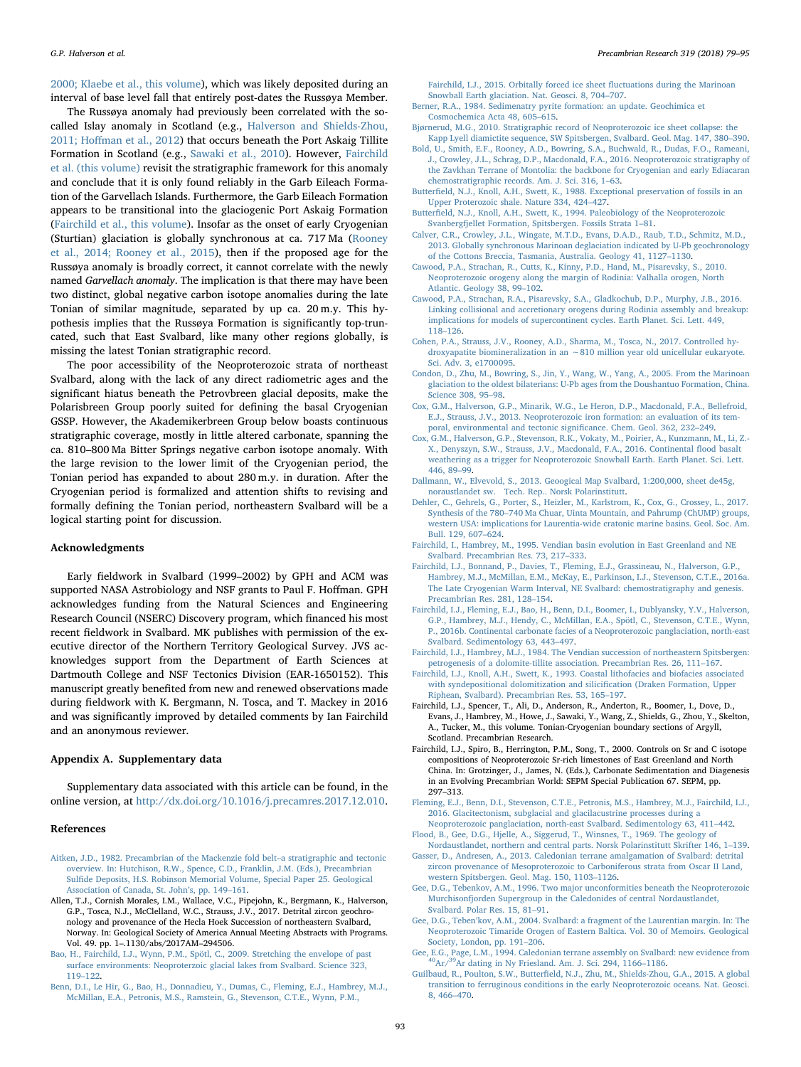2000; Klaebe et al., this volume), which was likely deposited during an interval of base level fall that entirely post-dates the Russøya Member.

The Russøya anomaly had previously been correlated with the so-called Islay anomaly in Scotland (e.g., Halverson and Shields-Zhou, 2011; Hoffman et al., 2012) that occurs beneath the Port Askaig Tillite Formation in Scotland (e.g., Sawaki et al., 2010). However, Fairchild et al. (this volume) revisit the stratigraphic framework for this anomaly and conclude that it is only found reliably in the Garb Eileach Formation of the Garvellach Islands. Furthermore, the Garb Eileach Formation appears to be transitional into the glaciogenic Port Askaig Formation (Fairchild et al., this volume). Insofar as the onset of early Cryogenian (Sturtian) glaciation is globally synchronous at ca. 717 Ma (Rooney et al., 2014; Rooney et al., 2015), then if the proposed age for the Russøya anomaly is broadly correct, it cannot correlate with the newly named *Garvellach anomaly*. The implication is that there may have been two distinct, global negative carbon isotope anomalies during the late Tonian of similar magnitude, separated by up ca. 20 m.y. This hypothesis implies that the Russøya Formation is significantly top-truncated, such that East Svalbard, like many other regions globally, is missing the latest Tonian stratigraphic record.

The poor accessibility of the Neoproterozoic strata of northeast Svalbard, along with the lack of any direct radiometric ages and the significant hiatus beneath the Petrovbreen glacial deposits, make the Polarisbreen Group poorly suited for defining the basal Cryogenian GSSP. However, the Akademikerbreen Group below boasts continuous stratigraphic coverage, mostly in little altered carbonate, spanning the ca. 810–800 Ma Bitter Springs negative carbon isotope anomaly. With the large revision to the lower limit of the Cryogenian period, the Tonian period has expanded to about 280 m.y. in duration. After the Cryogenian period is formalized and attention shifts to revising and formally defining the Tonian period, northeastern Svalbard will be a logical starting point for discussion.

## Acknowledgments

Early fieldwork in Svalbard (1999–2002) by GPH and ACM was supported NASA Astrobiology and NSF grants to Paul F. Hoffman. GPH acknowledges funding from the Natural Sciences and Engineering Research Council (NSERC) Discovery program, which financed his most recent fieldwork in Svalbard. MK publishes with permission of the executive director of the Northern Territory Geological Survey. JVS acknowledges support from the Department of Earth Sciences at Dartmouth College and NSF Tectonics Division (EAR-1650152). This manuscript greatly benefited from new and renewed observations made during fieldwork with K. Bergmann, N. Tosca, and T. Mackey in 2016 and was significantly improved by detailed comments by Ian Fairchild and an anonymous reviewer.

## Appendix A. Supplementary data

Supplementary data associated with this article can be found, in the online version, at http://dx.doi.org/10.1016/j.precamres.2017.12.010.

## References

Aitken, J.D., 1982. Precambrian of the Mackenzie fold belt–a stratigraphic and tectonic overview. In: Hutchison, R.W., Spence, C.D., Franklin, J.M. (Eds.), Precambrian Sulfide Deposits, H.S. Robinson Memorial Volume, Special Paper 25. Geological Association of Canada, St. John's, pp. 149–161.

Allen, T.J., Cornish Morales, I.M., Wallace, V.C., Pipejohn, K., Bergmann, K., Halverson, G.P., Tosca, N.J., McClelland, W.C., Strauss, J.V., 2017. Detrital zircon geochronology and provenance of the Hecla Hoek Succession of northeastern Svalbard, Norway. In: Geological Society of America Annual Meeting Abstracts with Programs. Vol. 49. pp. 1–.1130/abs/2017AM–294506.

Bao, H., Fairchild, I.J., Wynn, P.M., Spötl, C., 2009. Stretching the envelope of past surface environments: Neoproterozoic glacial lakes from Svalbard. Science 323, 119–122.

Benn, D.I., Le Hir, G., Bao, H., Donnadieu, Y., Dumas, C., Fleming, E.J., Hambrey, M.J., McMillan, E.A., Petronis, M.S., Ramstein, G., Stevenson, C.T.E., Wynn, P.M., Fairchild, I.J., 2015. Orbitally forced ice sheet fluctuations during the Marinoan Snowball Earth glaciation. Nat. Geosci. 8, 704–707.

Berner, R.A., 1984. Sedimentary pyrite formation: an update. Geochimica et Cosmochemica Acta 48, 605–615.

Bjørnerud, M.G., 2010. Stratigraphic record of Neoproterozoic ice sheet collapse: the Kapp Lyell diamictite sequence, SW Spitsbergen, Svalbard. Geol. Mag. 147, 380–390.

Bold, U., Smith, E.F., Rooney, A.D., Bowring, S.A., Buchwald, R., Dudas, F.O., Rameani, J., Crowley, J.L., Schrag, D.P., Macdonald, F.A., 2016. Neoproterozoic stratigraphy of the Zavkhan Terrane of Montolia: the backbone for Cryogenian and early Ediacaran chemostratigraphic records. Am. J. Sci. 316, 1–63.

Butterfield, N.J., Knoll, A.H., Swett, K., 1988. Exceptional preservation of fossils in an Upper Proterozoic shale. Nature 334, 424–427.

Butterfield, N.J., Knoll, A.H., Swett, K., 1994. Paleobiology of the Neoproterozoic Svanbergfjellet Formation, Spitsbergen. Fossils Strata 1–81.

Calver, C.R., Crowley, J.L., Wingate, M.T.D., Evans, D.A.D., Raub, T.D., Schmitz, M.D., 2013. Globally synchronous Marinoan deglaciation indicated by U-Pb geochronology of the Cottons Breccia, Tasmania, Australia. Geology 41, 1127–1130.

Cawood, P.A., Strachan, R., Cutts, K., Kinny, P.D., Hand, M., Pisarevsky, S., 2010. Neoproterozoic orogeny along the margin of Rodinia: Valhalla orogen, North Atlantic. Geology 38, 99–102.

Cawood, P.A., Strachan, R.A., Pisarevsky, S.A., Gladkochub, D.P., Murphy, J.B., 2016. Linking collisional and accretionary orogens during Rodinia assembly and breakup: implications for models of supercontinent cycles. Earth Planet. Sci. Lett. 449, 118–126.

Cohen, P.A., Strauss, J.V., Rooney, A.D., Sharma, M., Tosca, N., 2017. Controlled hydroxyapatite biomineralization in an ~810 million year old unicellular eukaryote. Sci. Adv. 3, e1700095.

Condon, D., Zhu, M., Bowring, S., Jin, Y., Wang, W., Yang, A., 2005. From the Marinoan glaciation to the oldest bilaterians: U-Pb ages from the Doushantuo Formation, China. Science 308, 95–98.

Cox, G.M., Halverson, G.P., Minarik, W.G., Le Heron, D.P., Macdonald, F.A., Bellefroid, E.J., Strauss, J.V., 2013. Neoproterozoic iron formation: an evaluation of its temporal, environmental and tectonic significance. Chem. Geol. 362, 232–249.

Cox, G.M., Halverson, G.P., Stevenson, R.K., Vokaty, M., Poirier, A., Kunzmann, M., Li, Z.-X., Denyszyn, S.W., Strauss, J.V., Macdonald, F.A., 2016. Continental flood basalt weathering as a trigger for Neoproterozoic Snowball Earth. Earth Planet. Sci. Lett. 446, 89–99.

Dallmann, W., Elvevold, S., 2013. Geoogical Map Svalbard, 1:200,000, sheet de45g, noraustlandet sw. Tech. Rep.. Norsk Polarinstituttt.

Dehler, C., Gehrels, G., Porter, S., Heizler, M., Karlstrom, K., Cox, G., Crossey, L., 2017. Synthesis of the 780–740 Ma Chuar, Uinta Mountain, and Pahrump (ChUMP) groups, western USA: implications for Laurentia-wide cratonic marine basins. Geol. Soc. Am. Bull. 129, 607–624.

Fairchild, I., Hambrey, M., 1995. Vendian basin evolution in East Greenland and NE Svalbard. Precambrian Res. 73, 217–333.

Fairchild, I.J., Bonnand, P., Davies, T., Fleming, E.J., Grassineau, N., Halverson, G.P., Hambrey, M.J., McMillan, E.M., McKay, E., Parkinson, I.J., Stevenson, C.T.E., 2016a. The Late Cryogenian Warm Interval, NE Svalbard: chemostratigraphy and genesis. Precambrian Res. 281, 128–154.

Fairchild, I.J., Fleming, E.J., Bao, H., Benn, D.I., Boomer, I., Dublyansky, Y.V., Halverson, G.P., Hambrey, M.J., Hendy, C., McMillan, E.A., Spötl, C., Stevenson, C.T.E., Wynn, P., 2016b. Continental carbonate facies of a Neoproterozoic panglaciation, north-east Svalbard. Sedimentology 63, 443–497.

Fairchild, I.J., Hambrey, M.J., 1984. The Vendian succession of northeastern Spitsbergen: petrogenesis of a dolomite-tillite association. Precambrian Res. 26, 111–167.

Fairchild, I.J., Knoll, A.H., Swett, K., 1993. Coastal lithofacies and biofacies associated with syndepositional dolomitization and silicification (Draken Formation, Upper Riphean, Svalbard). Precambrian Res. 53, 165–197.

Fairchild, I.J., Spencer, T., Ali, D., Anderson, R., Anderton, R., Boomer, I., Dove, D., Evans, J., Hambrey, M., Howe, J., Sawaki, Y., Wang, Z., Shields, G., Zhou, Y., Skelton, A., Tucker, M., this volume. Tonian-Cryogenian boundary sections of Argyll, Scotland. Precambrian Research.

Fairchild, I.J., Spiro, B., Herrington, P.M., Song, T., 2000. Controls on Sr and C isotope compositions of Neoproterozoic Sr-rich limestones of East Greenland and North China. In: Grotzinger, J., James, N. (Eds.), Carbonate Sedimentation and Diagenesis in an Evolving Precambrian World: SEPM Special Publication 67. SEPM, pp. 297–313.

Fleming, E.J., Benn, D.I., Stevenson, C.T.E., Petronis, M.S., Hambrey, M.J., Fairchild, I.J., 2016. Glacitectonism, subglacial and glacilacustrine processes during a Neoproterozoic panglaciation, north-east Svalbard. Sedimentology 63, 411–442.

Flood, B., Gee, D.G., Hjelle, A., Siggerud, T., Winsnes, T., 1969. The geology of Nordaustlandet, northern and central parts. Norsk Polarinstitutt Skrifter 146, 1–139.

Gasser, D., Andresen, A., 2013. Caledonian terrane amalgamation of Svalbard: detrital zircon provenance of Mesoproterozoic to Carboniferous strata from Oscar II Land, western Spitsbergen. Geol. Mag. 150, 1103–1126.

Gee, D.G., Tebenkov, A.M., 1996. Two major unconformities beneath the Neoproterozoic Murchisonfjorden Supergroup in the Caledonides of central Nordaustlandet, Svalbard. Polar Res. 15, 81–91.

Gee, D.G., Teben'kov, A.M., 2004. Svalbard: a fragment of the Laurentian margin. In: The Neoproterozoic Timaride Orogen of Eastern Baltica. Vol. 30 of Memoirs. Geological Society, London, pp. 191–206.

Gee, E.G., Page, L.M., 1994. Caledonian terrane assembly on Svalbard: new evidence from $^{40}Ar/^{39}Ar$ dating in Ny Friesland. Am. J. Sci. 294, 1166–1186.

Guilbaud, R., Poulton, S.W., Butterfield, N.J., Zhu, M., Shields-Zhou, G.A., 2015. A global transition to ferruginous conditions in the early Neoproterozoic oceans. Nat. Geosci. 8, 466–470.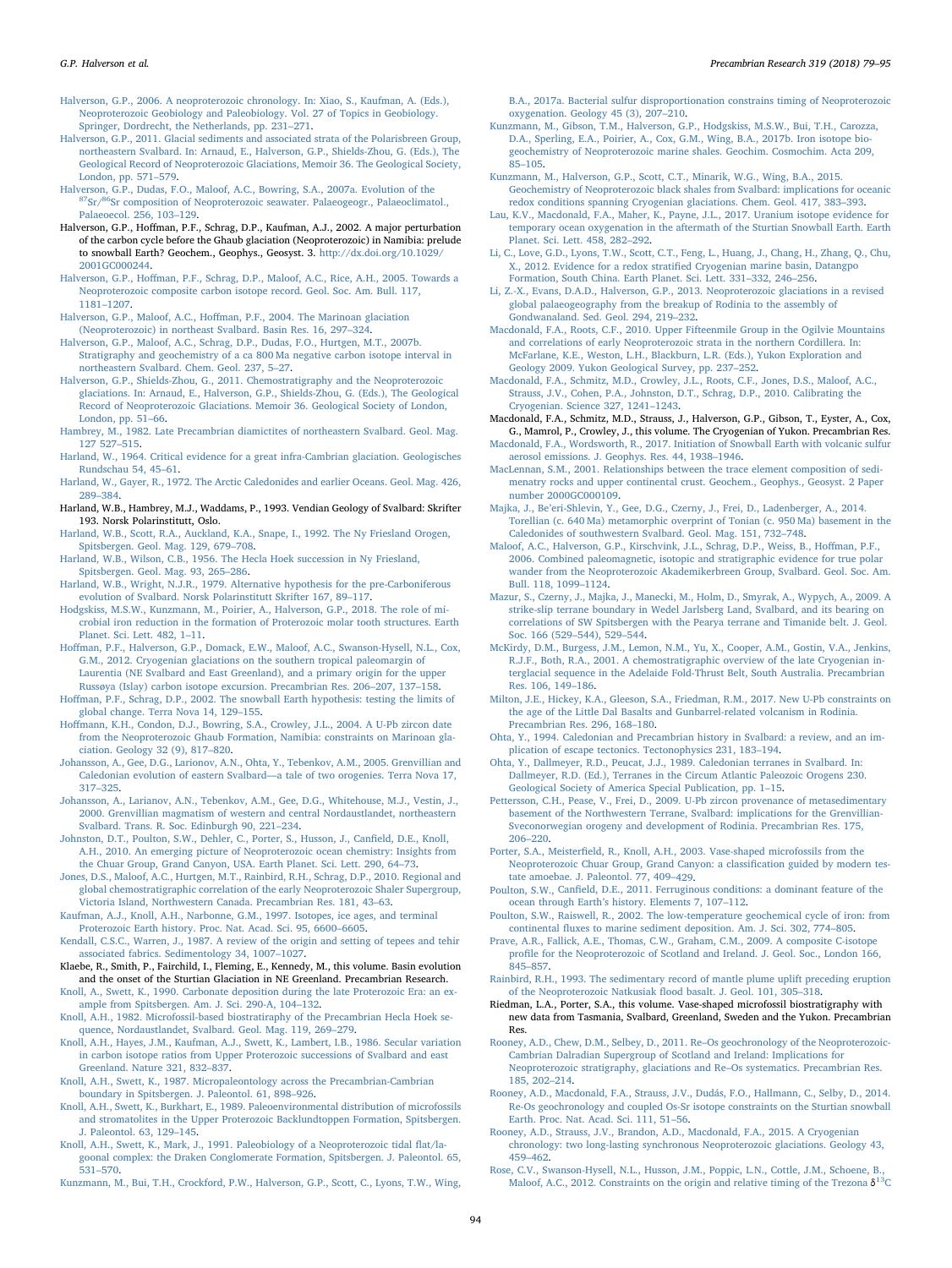Halverson, G.P., 2006. A neoproterozoic chronology. In: Xiao, S., Kaufman, A. (Eds.), Neoproterozoic Geobiology and Paleobiology. Vol. 27 of Topics in Geobiology. Springer, Dordrecht, the Netherlands, pp. 231–271.

Halverson, G.P., 2011. Glacial sediments and associated strata of the Polarisbreen Group, northeastern Svalbard. In: Arnaud, E., Halverson, G.P., Shields-Zhou, G. (Eds.), The Geological Record of Neoproterozoic Glaciations, Memoir 36. The Geological Society, London, pp. 571–579.

Halverson, G.P., Dudas, F.O., Maloof, A.C., Bowring, S.A., 2007a. Evolution of the $^{87}Sr/^{86}Sr$ composition of Neoproterozoic seawater. Palaeogeogr., Palaeoclimatol., Palaeoecol. 256, 103–129.

Halverson, G.P., Hoffman, P.F., Schrag, D.P., Kaufman, A.J., 2002. A major perturbation of the carbon cycle before the Ghaub glaciation (Neoproterozoic) in Namibia: prelude to snowball Earth? Geochem., Geophys., Geosyst. 3. http://dx.doi.org/10.1029/2001GC000244.

Halverson, G.P., Hoffman, P.F., Schrag, D.P., Maloof, A.C., Rice, A.H., 2005. Towards a Neoproterozoic composite carbon isotope record. Geol. Soc. Am. Bull. 117, 1181–1207.

Halverson, G.P., Maloof, A.C., Hoffman, P.F., 2004. The Marinoan glaciation (Neoproterozoic) in northeast Svalbard. Basin Res. 16, 297–324.

Halverson, G.P., Maloof, A.C., Schrag, D.P., Dudas, F.O., Hurtgen, M.T., 2007b. Stratigraphy and geochemistry of a ca 800 Ma negative carbon isotope interval in northeastern Svalbard. Chem. Geol. 237, 5–27.

Halverson, G.P., Shields-Zhou, G., 2011. Chemostratigraphy and the Neoproterozoic glaciations. In: Arnaud, E., Halverson, G.P., Shields-Zhou, G. (Eds.), The Geological Record of Neoproterozoic Glaciations. Memoir 36. Geological Society of London, London, pp. 51–66.

Hambrey, M., 1982. Late Precambrian diamictites of northeastern Svalbard. Geol. Mag. 127 527–515.

Harland, W., 1964. Critical evidence for a great infra-Cambrian glaciation. Geologisches Rundschau 54, 45–61.

Harland, W., Gayer, R., 1972. The Arctic Caledonides and earlier Oceans. Geol. Mag. 426, 289–384.

Harland, W.B., Hambrey, M.J., Waddams, P., 1993. Vendian Geology of Svalbard: Skrifter 193. Norsk Polarinstitutt, Oslo.

Harland, W.B., Scott, R.A., Auckland, K.A., Snape, I., 1992. The Ny Friesland Orogen, Spitsbergen. Geol. Mag. 129, 679–708.

Harland, W.B., Wilson, C.B., 1956. The Hecla Hoek succession in Ny Friesland, Spitsbergen. Geol. Mag. 93, 265–286.

Harland, W.B., Wright, N.J.R., 1979. Alternative hypothesis for the pre-Carboniferous evolution of Svalbard. Norsk Polarinstitutt Skrifter 167, 89–117.

Hodgskiss, M.S.W., Kunzmann, M., Poirier, A., Halverson, G.P., 2018. The role of microbial iron reduction in the formation of Proterozoic molar tooth structures. Earth Planet. Sci. Lett. 482, 1–11.

Hoffman, P.F., Halverson, G.P., Domack, E.W., Maloof, A.C., Swanson-Hysell, N.L., Cox, G.M., 2012. Cryogenian glaciations on the southern tropical paleomargin of Laurentia (NE Svalbard and East Greenland), and a primary origin for the upper Russøya (Islay) carbon isotope excursion. Precambrian Res. 206–207, 137–158.

Hoffman, P.F., Schrag, D.P., 2002. The snowball Earth hypothesis: testing the limits of global change. Terra Nova 14, 129–155.

Hoffmann, K.H., Condon, D.J., Bowring, S.A., Crowley, J.L., 2004. A U-Pb zircon date from the Neoproterozoic Ghaub Formation, Namibia: constraints on Marinoan glaciation. Geology 32 (9), 817–820.

Johansson, A., Gee, D.G., Larionov, A.N., Ohta, Y., Tebenkov, A.M., 2005. Grenvillian and Caledonian evolution of eastern Svalbard—a tale of two orogenies. Terra Nova 17, 317–325.

Johansson, A., Larianov, A.N., Tebenkov, A.M., Gee, D.G., Whitehouse, M.J., Vestin, J., 2000. Grenvillian magmatism of western and central Nordaustlandet, northeastern Svalbard. Trans. R. Soc. Edinburgh 90, 221–234.

Johnston, D.T., Poulton, S.W., Dehler, C., Porter, S., Husson, J., Canfield, D.E., Knoll, A.H., 2010. An emerging picture of Neoproterozoic ocean chemistry: Insights from the Chuar Group, Grand Canyon, USA. Earth Planet. Sci. Lett. 290, 64–73.

Jones, D.S., Maloof, A.C., Hurtgen, M.T., Rainbird, R.H., Schrag, D.P., 2010. Regional and global chemostratigraphic correlation of the early Neoproterozoic Shaler Supergroup, Victoria Island, Northwestern Canada. Precambrian Res. 181, 43–63.

Kaufman, A.J., Knoll, A.H., Narbonne, G.M., 1997. Isotopes, ice ages, and terminal Proterozoic Earth history. Proc. Nat. Acad. Sci. 95, 6600–6605.

Kendall, C.S.C., Warren, J., 1987. A review of the origin and setting of tepees and tehir associated fabrics. Sedimentology 34, 1007–1027.

Klaebe, R., Smith, P., Fairchild, I., Fleming, E., Kennedy, M., this volume. Basin evolution and the onset of the Sturtian Glaciation in NE Greenland. Precambrian Research.

Knoll, A., Swett, K., 1990. Carbonate deposition during the late Proterozoic Era: an example from Spitsbergen. Am. J. Sci. 290-A, 104–132.

Knoll, A.H., 1982. Microfossil-based biostratigraphy of the Precambrian Hecla Hoek sequence, Nordaustlandet, Svalbard. Geol. Mag. 119, 269–279.

Knoll, A.H., Hayes, J.M., Kaufman, A.J., Swett, K., Lambert, I.B., 1986. Secular variation in carbon isotope ratios from Upper Proterozoic successions of Svalbard and east Greenland. Nature 321, 832–837.

Knoll, A.H., Swett, K., 1987. Micropaleontology across the Precambrian-Cambrian boundary in Spitsbergen. J. Paleontol. 61, 898–926.

Knoll, A.H., Swett, K., Burkhart, E., 1989. Paleoenvironmental distribution of microfossils and stromatolites in the Upper Proterozoic Backlundtoppen Formation, Spitsbergen. J. Paleontol. 63, 129–145.

Knoll, A.H., Swett, K., Mark, J., 1991. Paleobiology of a Neoproterozoic tidal flat/lagoonal complex: the Draken Conglomerate Formation, Spitsbergen. J. Paleontol. 65, 531–570.

Kunzmann, M., Bui, T.H., Crockford, P.W., Halverson, G.P., Scott, C., Lyons, T.W., Wing, B.A., 2017a. Bacterial sulfur disproportionation constrains timing of Neoproterozoic oxygenation. Geology 45 (3), 207–210.

Kunzmann, M., Gibson, T.M., Halverson, G.P., Hodgskiss, M.S.W., Bui, T.H., Carozza, D.A., Sperling, E.A., Poirier, A., Cox, G.M., Wing, B.A., 2017b. Iron isotope biogeochemistry of Neoproterozoic marine shales. Geochim. Cosmochim. Acta 209, 85–105.

Kunzmann, M., Halverson, G.P., Scott, C.T., Minarik, W.G., Wing, B.A., 2015. Geochemistry of Neoproterozoic black shales from Svalbard: implications for oceanic redox conditions spanning Cryogenian glaciations. Chem. Geol. 417, 383–393.

Lau, K.V., Macdonald, F.A., Maher, K., Payne, J.L., 2017. Uranium isotope evidence for temporary ocean oxygenation in the aftermath of the Sturtian Snowball Earth. Earth Planet. Sci. Lett. 458, 282–292.

Li, C., Love, G.D., Lyons, T.W., Scott, C.T., Feng, L., Huang, J., Chang, H., Zhang, Q., Chu, X., 2012. Evidence for a redox stratified Cryogenian marine basin, Datangpo Formation, South China. Earth Planet. Sci. Lett. 331–332, 246–256.

Li, Z.-X., Evans, D.A.D., Halverson, G.P., 2013. Neoproterozoic glaciations in a revised global palaeogeography from the breakup of Rodinia to the assembly of Gondwanaland. Sed. Geol. 294, 219–232.

Macdonald, F.A., Roots, C.F., 2010. Upper Fifteenmile Group in the Ogilvie Mountains and correlations of early Neoproterozoic strata in the northern Cordillera. In: McFarlane, K.E., Weston, L.H., Blackburn, L.R. (Eds.), Yukon Exploration and Geology 2009. Yukon Geological Survey, pp. 237–252.

Macdonald, F.A., Schmitz, M.D., Crowley, J.L., Roots, C.F., Jones, D.S., Maloof, A.C., Strauss, J.V., Cohen, P.A., Johnston, D.T., Schrag, D.P., 2010. Calibrating the Cryogenian. Science 327, 1241–1243.

Macdonald, F.A., Schmitz, M.D., Strauss, J., Halverson, G.P., Gibson, T., Eyster, A., Cox, G., Mamrol, P., Crowley, J., this volume. The Cryogenian of Yukon. Precambrian Res.

Macdonald, F.A., Wordsworth, R., 2017. Initiation of Snowball Earth with volcanic sulfur aerosol emissions. J. Geophys. Res. 44, 1938–1946.

MacLennan, S.M., 2001. Relationships between the trace element composition of sedimentary rocks and upper continental crust. Geochem., Geophys., Geosyst. 2 Paper number 2000GC000109.

Majka, J., Be'eri-Shlevin, Y., Gee, D.G., Czerny, J., Frei, D., Ladenberger, A., 2014. Torellian (c. 640 Ma) metamorphic overprint of Tonian (c. 950 Ma) basement in the Caledonides of southwestern Svalbard. Geol. Mag. 151, 732–748.

Maloof, A.C., Halverson, G.P., Kirschvink, J.L., Schrag, D.P., Weiss, B., Hoffman, P.F., 2006. Combined paleomagnetic, isotopic and stratigraphic evidence for true polar wander from the Neoproterozoic Akademikerbreen Group, Svalbard. Geol. Soc. Am. Bull. 118, 1099–1124.

Mazur, S., Czerny, J., Majka, J., Manecki, M., Holm, D., Smyrak, A., Wypych, A., 2009. A strike-slip terrane boundary in Wedel Jarlsberg Land, Svalbard, and its bearing on correlations of SW Spitsbergen with the Pearya terrane and Timanide belt. J. Geol. Soc. 166 (529–544), 529–544.

McKirdy, D.M., Burgess, J.M., Lemon, N.M., Yu, X., Cooper, A.M., Gostin, V.A., Jenkins, R.J.F., Both, R.A., 2001. A chemostratigraphic overview of the late Cryogenian interglacial sequence in the Adelaide Fold-Thrust Belt, South Australia. Precambrian Res. 106, 149–186.

Milton, J.E., Hickey, K.A., Gleeson, S.A., Friedman, R.M., 2017. New U-Pb constraints on the age of the Little Dal Basalts and Gunbarrel-related volcanism in Rodinia. Precambrian Res. 296, 168–180.

Ohta, Y., 1994. Caledonian and Precambrian history in Svalbard: a review, and an implication of escape tectonics. Tectonophysics 231, 183–194.

Ohta, Y., Dallmeyer, R.D., Peucat, J.J., 1989. Caledonian terranes in Svalbard. In: Dallmeyer, R.D. (Ed.), Terranes in the Circum Atlantic Paleozoic Orogens 230. Geological Society of America Special Publication, pp. 1–15.

Pettersson, C.H., Pease, V., Frei, D., 2009. U-Pb zircon provenance of metasedimentary basement of the Northwestern Terrane, Svalbard: implications for the Grenvillian-Sveconorwegian orogeny and development of Rodinia. Precambrian Res. 175, 206–220.

Porter, S.A., Meisterfield, R., Knoll, A.H., 2003. Vase-shaped microfossils from the Neoproterozoic Chuar Group, Grand Canyon: a classification guided by modern testate amoebae. J. Paleontol. 77, 409–429.

Poulton, S.W., Canfield, D.E., 2011. Ferruginous conditions: a dominant feature of the ocean through Earth's history. Elements 7, 107–112.

Poulton, S.W., Raiswell, R., 2002. The low-temperature geochemical cycle of iron: from continental fluxes to marine sediment deposition. Am. J. Sci. 302, 774–805.

Prave, A.R., Fallick, A.E., Thomas, C.W., Graham, C.M., 2009. A composite C-isotope profile for the Neoproterozoic of Scotland and Ireland. J. Geol. Soc., London 166, 845–857.

Rainbird, R.H., 1993. The sedimentary record of mantle plume uplift preceding eruption of the Neoproterozoic Natkusiak flood basalt. J. Geol. 101, 305–318.

Riedman, L.A., Porter, S.A., this volume. Vase-shaped microfossil biostratigraphy with new data from Tasmania, Svalbard, Greenland, Sweden and the Yukon. Precambrian Res.

Rooney, A.D., Chew, D.M., Selbey, D., 2011. Re–Os geochronology of the Neoproterozoic-Cambrian Dalradian Supergroup of Scotland and Ireland: Implications for Neoproterozoic stratigraphy, glaciations and Re–Os systematics. Precambrian Res. 185, 202–214.

Rooney, A.D., Macdonald, F.A., Strauss, J.V., Dudás, F.O., Hallmann, C., Selby, D., 2014. Re-Os geochronology and coupled Os-Sr isotope constraints on the Sturtian snowball Earth. Proc. Nat. Acad. Sci. 111, 51–56.

Rooney, A.D., Strauss, J.V., Brandon, A.D., Macdonald, F.A., 2015. A Cryogenian chronology: two long-lasting synchronous Neoproterozoic glaciations. Geology 43, 459–462.

Rose, C.V., Swanson-Hysell, N.L., Husson, J.M., Poppic, L.N., Cottle, J.M., Schoene, B., Maloof, A.C., 2012. Constraints on the origin and relative timing of the Trezona $\delta^{13}C$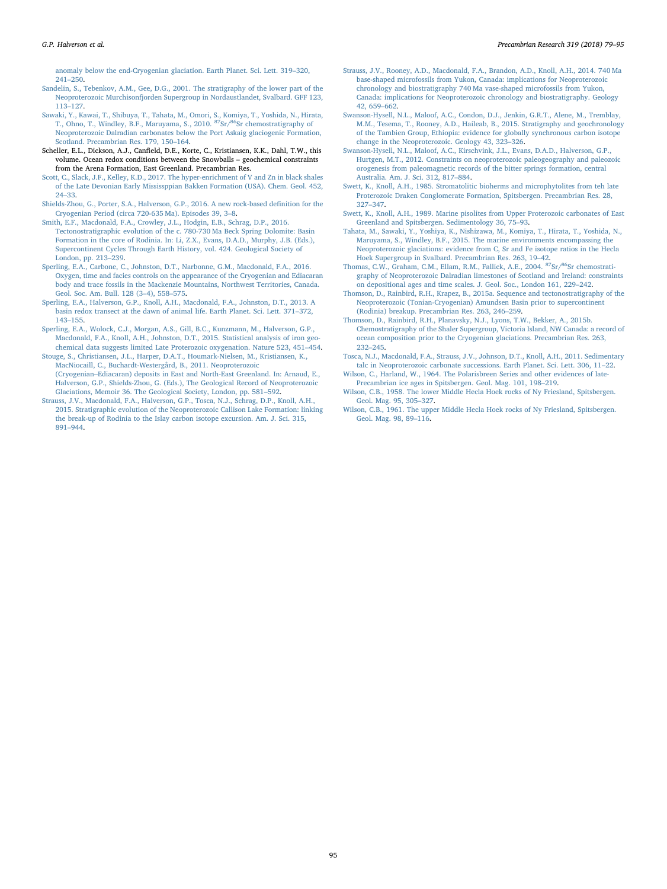anomaly below the end-Cryogenian glaciation. Earth Planet. Sci. Lett. 319–320, 241–250.

Sandelin, S., Tebenkov, A.M., Gee, D.G., 2001. The stratigraphy of the lower part of the Neoproterozoic Murchisonfjorden Supergroup in Nordaustlandet, Svalbard. GFF 123, 113–127.

Sawaki, Y., Kawai, T., Shibuya, T., Tahata, M., Omori, S., Komiya, T., Yoshida, N., Hirata, T., Ohno, T., Windley, B.F., Maruyama, S., 2010. $^{87}Sr/^{86}Sr$ chemostratigraphy of Neoproterozoic Dalradian carbonates below the Port Askaig glaciogenic Formation, Scotland. Precambrian Res. 179, 150–164.

Scheller, E.L., Dickson, A.J., Canfield, D.E., Korte, C., Kristiansen, K.K., Dahl, T.W., this volume. Ocean redox conditions between the Snowballs – geochemical constraints from the Arena Formation, East Greenland. Precambrian Res.

Scott, C., Slack, J.F., Kelley, K.D., 2017. The hyper-enrichment of V and Zn in black shales of the Late Devonian Early Mississppian Bakken Formation (USA). Chem. Geol. 452, 24–33.

Shields-Zhou, G., Porter, S.A., Halverson, G.P., 2016. A new rock-based definition for the Cryogenian Period (circa 720-635 Ma). Episodes 39, 3–8.

Smith, E.F., Macdonald, F.A., Crowley, J.L., Hodgin, E.B., Schrag, D.P., 2016. Tectonostratigraphic evolution of the c. 780-730 Ma Beck Spring Dolomite: Basin Formation in the core of Rodinia. In: Li, Z.X., Evans, D.A.D., Murphy, J.B. (Eds.), Supercontinent Cycles Through Earth History, vol. 424. Geological Society of London, pp. 213–239.

Sperling, E.A., Carbone, C., Johnston, D.T., Narbonne, G.M., Macdonald, F.A., 2016. Oxygen, time and facies controls on the appearance of the Cryogenian and Ediacaran body and trace fossils in the Mackenzie Mountains, Northwest Territories, Canada. Geol. Soc. Am. Bull. 128 (3–4), 558–575.

Sperling, E.A., Halverson, G.P., Knoll, A.H., Macdonald, F.A., Johnston, D.T., 2013. A basin redox transect at the dawn of animal life. Earth Planet. Sci. Lett. 371–372, 143–155.

Sperling, E.A., Wolock, C.J., Morgan, A.S., Gill, B.C., Kunzmann, M., Halverson, G.P., Macdonald, F.A., Knoll, A.H., Johnston, D.T., 2015. Statistical analysis of iron geochemical data suggests limited Late Proterozoic oxygenation. Nature 523, 451–454.

Stouge, S., Christiansen, J.L., Harper, D.A.T., Houmark-Nielsen, M., Kristiansen, K., MacNiocaill, C., Buchardt-Westergård, B., 2011. Neoproterozoic (Cryogenian–Ediacaran) deposits in East and North-East Greenland. In: Arnaud, E., Halverson, G.P., Shields-Zhou, G. (Eds.), The Geological Record of Neoproterozoic Glaciations, Memoir 36. The Geological Society, London, pp. 581–592.

Strauss, J.V., Macdonald, F.A., Halverson, G.P., Tosca, N.J., Schrag, D.P., Knoll, A.H., 2015. Stratigraphic evolution of the Neoproterozoic Callison Lake Formation: linking the break-up of Rodinia to the Islay carbon isotope excursion. Am. J. Sci. 315, 891–944.

Strauss, J.V., Rooney, A.D., Macdonald, F.A., Brandon, A.D., Knoll, A.H., 2014. 740 Ma base-shaped microfossils from Yukon, Canada: implications for Neoproterozoic chronology and biostratigraphy 740 Ma vase-shaped microfossils from Yukon, Canada: implications for Neoproterozoic chronology and biostratigraphy. Geology 42, 659–662.

Swanson-Hysell, N.L., Maloof, A.C., Condon, D.J., Jenkin, G.R.T., Alene, M., Tremblay, M.M., Tesema, T., Rooney, A.D., Haileab, B., 2015. Stratigraphy and geochronology of the Tambien Group, Ethiopia: evidence for globally synchronous carbon isotope change in the Neoproterozoic. Geology 43, 323–326.

Swanson-Hysell, N.L., Maloof, A.C., Kirschvink, J.L., Evans, D.A.D., Halverson, G.P., Hurtgen, M.T., 2012. Constraints on neoproterozoic paleogeography and paleozoic orogenesis from paleomagnetic records of the bitter springs formation, central Australia. Am. J. Sci. 312, 817–884.

Swett, K., Knoll, A.H., 1985. Stromatolitic bioherms and microphytolites from teh late Proterozoic Draken Conglomerate Formation, Spitsbergen. Precambrian Res. 28, 327–347.

Swett, K., Knoll, A.H., 1989. Marine pisolites from Upper Proterozoic carbonates of East Greenland and Spitsbergen. Sedimentology 36, 75–93.

Tahata, M., Sawaki, Y., Yoshiya, K., Nishizawa, M., Komiya, T., Hirata, T., Yoshida, N., Maruyama, S., Windley, B.F., 2015. The marine environments encompassing the Neoproterozoic glaciations: evidence from C, Sr and Fe isotope ratios in the Hecla Hoek Supergroup in Svalbard. Precambrian Res. 263, 19–42.

Thomas, C.W., Graham, C.M., Ellam, R.M., Fallick, A.E., 2004. $^{87}Sr/^{86}Sr$ chemostratigraphy of Neoproterozoic Dalradian limestones of Scotland and Ireland: constraints on depositional ages and time scales. J. Geol. Soc., London 161, 229–242.

Thomson, D., Rainbird, R.H., Krapez, B., 2015a. Sequence and tectonostratigraphy of the Neoproterozoic (Tonian-Cryogenian) Amundsen Basin prior to supercontinent (Rodinia) breakup. Precambrian Res. 263, 246–259.

Thomson, D., Rainbird, R.H., Planavsky, N.J., Lyons, T.W., Bekker, A., 2015b. Chemostratigraphy of the Shaler Supergroup, Victoria Island, NW Canada: a record of ocean composition prior to the Cryogenian glaciations. Precambrian Res. 263, 232–245.

Tosca, N.J., Macdonald, F.A., Strauss, J.V., Johnson, D.T., Knoll, A.H., 2011. Sedimentary talc in Neoproterozoic carbonate successions. Earth Planet. Sci. Lett. 306, 11–22.

Wilson, C., Harland, W., 1964. The Polarisbreen Series and other evidences of late-Precambrian ice ages in Spitsbergen. Geol. Mag. 101, 198–219.

Wilson, C.B., 1958. The lower Middle Hecla Hoek rocks of Ny Friesland, Spitsbergen. Geol. Mag. 95, 305–327.

Wilson, C.B., 1961. The upper Middle Hecla Hoek rocks of Ny Friesland, Spitsbergen. Geol. Mag. 98, 89–116.